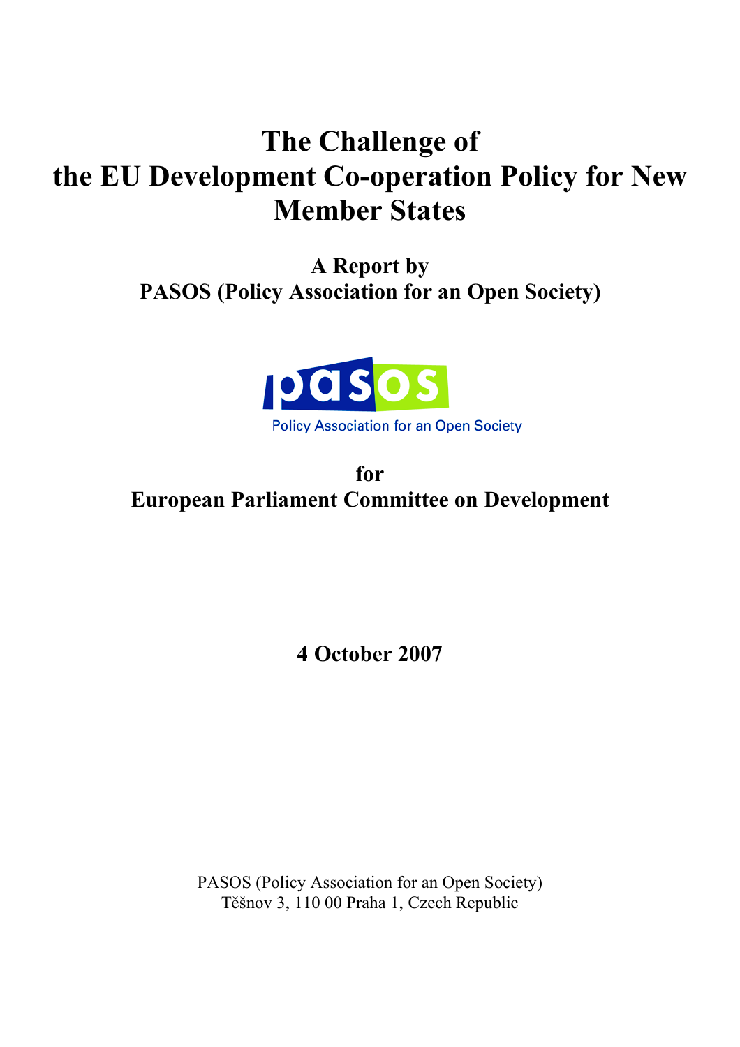# The Challenge of the EU Development Co-operation Policy for New Member States

**A Report by**
**PASOS (Policy Association for an Open Society)**

pasos
Policy Association for an Open Society

**for**
**European Parliament Committee on Development**

**4 October 2007**

PASOS (Policy Association for an Open Society)
Těšnov 3, 110 00 Praha 1, Czech Republic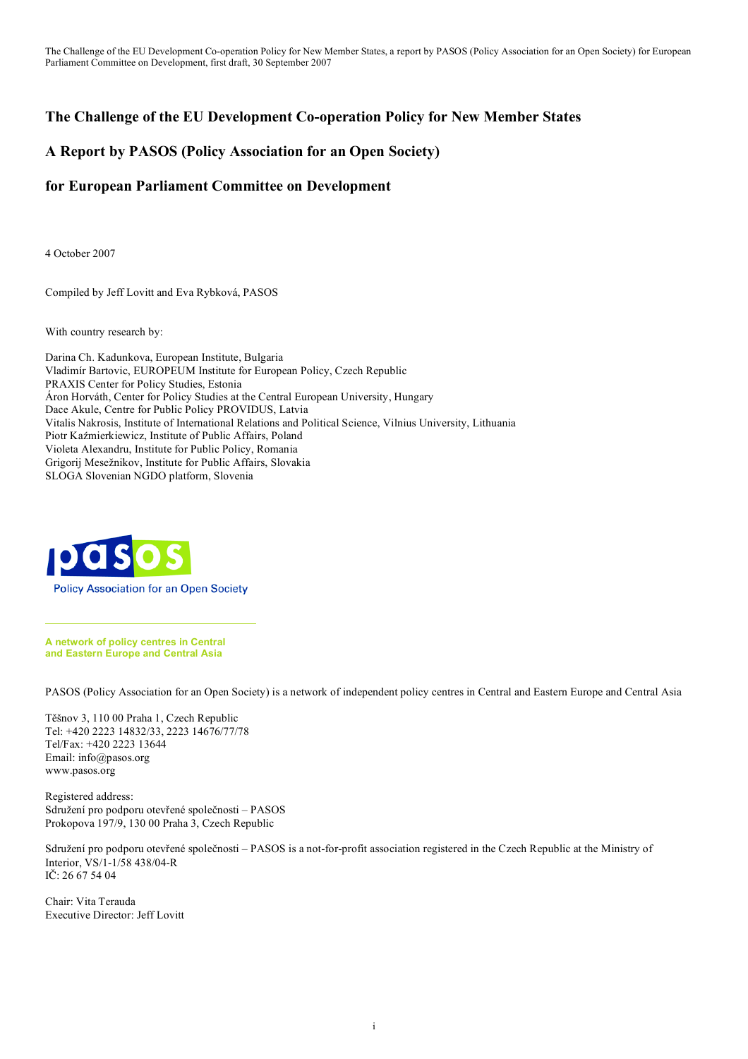# The Challenge of the EU Development Co-operation Policy for New Member States

## A Report by PASOS (Policy Association for an Open Society)

## for European Parliament Committee on Development

4 October 2007

Compiled by Jeff Lovitt and Eva Rybková, PASOS

With country research by:

Darina Ch. Kadunkova, European Institute, Bulgaria
Vladimír Bartovic, EUROPEUM Institute for European Policy, Czech Republic
PRAXIS Center for Policy Studies, Estonia
Áron Horváth, Center for Policy Studies at the Central European University, Hungary
Dace Akule, Centre for Public Policy PROVIDUS, Latvia
Vitalis Nakrosis, Institute of International Relations and Political Science, Vilnius University, Lithuania
Piotr Kaźmierkiewicz, Institute of Public Affairs, Poland
Violeta Alexandru, Institute for Public Policy, Romania
Grigorij Mesežnikov, Institute for Public Affairs, Slovakia
SLOGA Slovenian NGDO platform, Slovenia

pasos
Policy Association for an Open Society

**A network of policy centres in Central and Eastern Europe and Central Asia**

PASOS (Policy Association for an Open Society) is a network of independent policy centres in Central and Eastern Europe and Central Asia

Těšnov 3, 110 00 Praha 1, Czech Republic
Tel: +420 2223 14832/33, 2223 14676/77/78
Tel/Fax: +420 2223 13644
Email: info@pasos.org
www.pasos.org

Registered address:
Sdružení pro podporu otevřené společnosti – PASOS
Prokopova 197/9, 130 00 Praha 3, Czech Republic

Sdružení pro podporu otevřené společnosti – PASOS is a not-for-profit association registered in the Czech Republic at the Ministry of Interior, VS/1-1/58 438/04-R
IČ: 26 67 54 04

Chair: Vita Terauda
Executive Director: Jeff Lovitt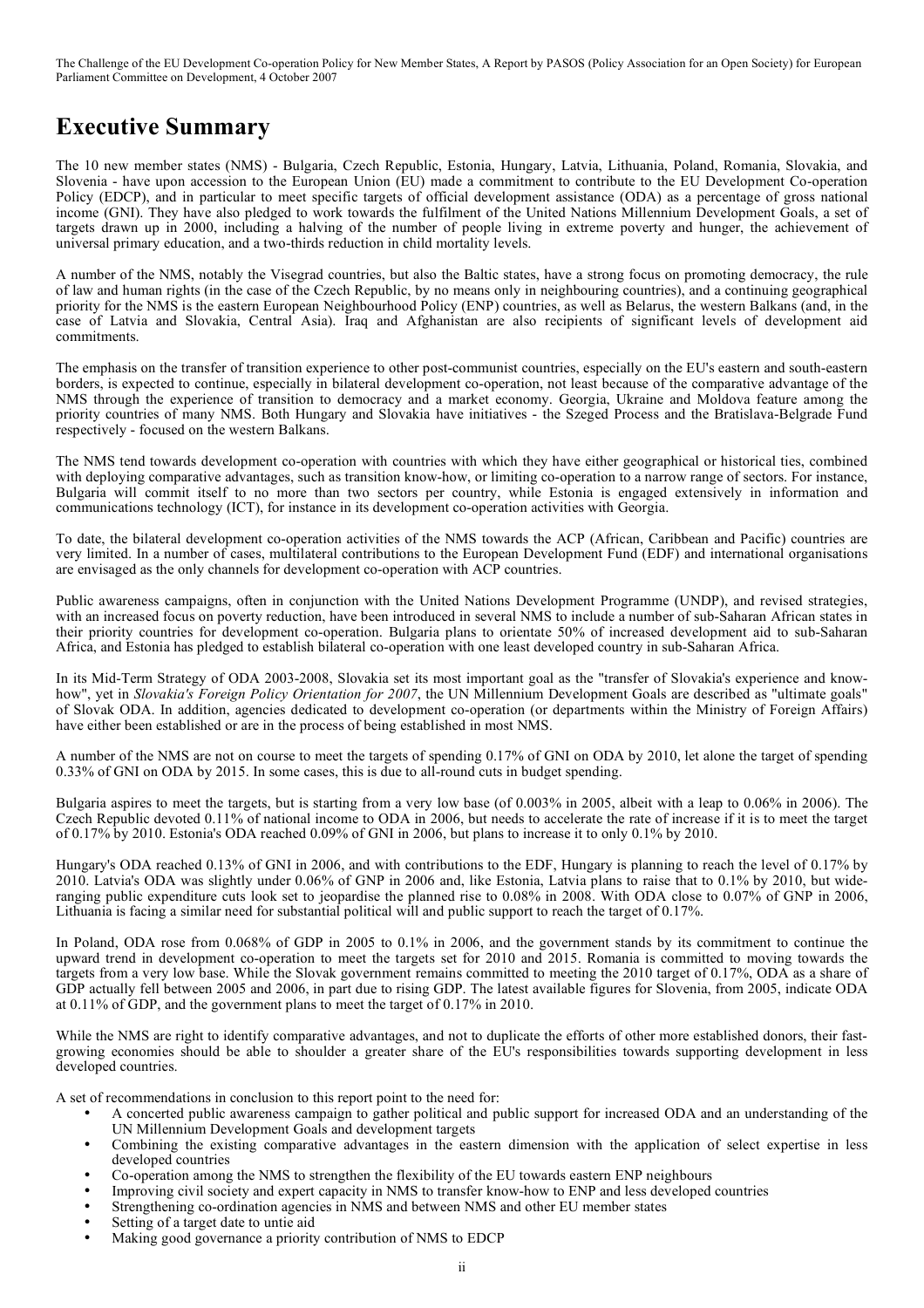# Executive Summary

The 10 new member states (NMS) - Bulgaria, Czech Republic, Estonia, Hungary, Latvia, Lithuania, Poland, Romania, Slovakia, and Slovenia - have upon accession to the European Union (EU) made a commitment to contribute to the EU Development Co-operation Policy (EDCP), and in particular to meet specific targets of official development assistance (ODA) as a percentage of gross national income (GNI). They have also pledged to work towards the fulfilment of the United Nations Millennium Development Goals, a set of targets drawn up in 2000, including a halving of the number of people living in extreme poverty and hunger, the achievement of universal primary education, and a two-thirds reduction in child mortality levels.

A number of the NMS, notably the Visegrad countries, but also the Baltic states, have a strong focus on promoting democracy, the rule of law and human rights (in the case of the Czech Republic, by no means only in neighbouring countries), and a continuing geographical priority for the NMS is the eastern European Neighbourhood Policy (ENP) countries, as well as Belarus, the western Balkans (and, in the case of Latvia and Slovakia, Central Asia). Iraq and Afghanistan are also recipients of significant levels of development aid commitments.

The emphasis on the transfer of transition experience to other post-communist countries, especially on the EU's eastern and south-eastern borders, is expected to continue, especially in bilateral development co-operation, not least because of the comparative advantage of the NMS through the experience of transition to democracy and a market economy. Georgia, Ukraine and Moldova feature among the priority countries of many NMS. Both Hungary and Slovakia have initiatives - the Szeged Process and the Bratislava-Belgrade Fund respectively - focused on the western Balkans.

The NMS tend towards development co-operation with countries with which they have either geographical or historical ties, combined with deploying comparative advantages, such as transition know-how, or limiting co-operation to a narrow range of sectors. For instance, Bulgaria will commit itself to no more than two sectors per country, while Estonia is engaged extensively in information and communications technology (ICT), for instance in its development co-operation activities with Georgia.

To date, the bilateral development co-operation activities of the NMS towards the ACP (African, Caribbean and Pacific) countries are very limited. In a number of cases, multilateral contributions to the European Development Fund (EDF) and international organisations are envisaged as the only channels for development co-operation with ACP countries.

Public awareness campaigns, often in conjunction with the United Nations Development Programme (UNDP), and revised strategies, with an increased focus on poverty reduction, have been introduced in several NMS to include a number of sub-Saharan African states in their priority countries for development co-operation. Bulgaria plans to orientate 50% of increased development aid to sub-Saharan Africa, and Estonia has pledged to establish bilateral co-operation with one least developed country in sub-Saharan Africa.

In its Mid-Term Strategy of ODA 2003-2008, Slovakia set its most important goal as the "transfer of Slovakia's experience and know-how", yet in *Slovakia's Foreign Policy Orientation for 2007*, the UN Millennium Development Goals are described as "ultimate goals" of Slovak ODA. In addition, agencies dedicated to development co-operation (or departments within the Ministry of Foreign Affairs) have either been established or are in the process of being established in most NMS.

A number of the NMS are not on course to meet the targets of spending 0.17% of GNI on ODA by 2010, let alone the target of spending 0.33% of GNI on ODA by 2015. In some cases, this is due to all-round cuts in budget spending.

Bulgaria aspires to meet the targets, but is starting from a very low base (of 0.003% in 2005, albeit with a leap to 0.06% in 2006). The Czech Republic devoted 0.11% of national income to ODA in 2006, but needs to accelerate the rate of increase if it is to meet the target of 0.17% by 2010. Estonia's ODA reached 0.09% of GNI in 2006, but plans to increase it to only 0.1% by 2010.

Hungary's ODA reached 0.13% of GNI in 2006, and with contributions to the EDF, Hungary is planning to reach the level of 0.17% by 2010. Latvia's ODA was slightly under 0.06% of GNP in 2006 and, like Estonia, Latvia plans to raise that to 0.1% by 2010, but wide-ranging public expenditure cuts look set to jeopardise the planned rise to 0.08% in 2008. With ODA close to 0.07% of GNP in 2006, Lithuania is facing a similar need for substantial political will and public support to reach the target of 0.17%.

In Poland, ODA rose from 0.068% of GDP in 2005 to 0.1% in 2006, and the government stands by its commitment to continue the upward trend in development co-operation to meet the targets set for 2010 and 2015. Romania is committed to moving towards the targets from a very low base. While the Slovak government remains committed to meeting the 2010 target of 0.17%, ODA as a share of GDP actually fell between 2005 and 2006, in part due to rising GDP. The latest available figures for Slovenia, from 2005, indicate ODA at 0.11% of GDP, and the government plans to meet the target of 0.17% in 2010.

While the NMS are right to identify comparative advantages, and not to duplicate the efforts of other more established donors, their fast-growing economies should be able to shoulder a greater share of the EU's responsibilities towards supporting development in less developed countries.

A set of recommendations in conclusion to this report point to the need for:

- A concerted public awareness campaign to gather political and public support for increased ODA and an understanding of the UN Millennium Development Goals and development targets
- Combining the existing comparative advantages in the eastern dimension with the application of select expertise in less developed countries
- Co-operation among the NMS to strengthen the flexibility of the EU towards eastern ENP neighbours
- Improving civil society and expert capacity in NMS to transfer know-how to ENP and less developed countries
- Strengthening co-ordination agencies in NMS and between NMS and other EU member states
- Setting of a target date to untie aid
- Making good governance a priority contribution of NMS to EDCP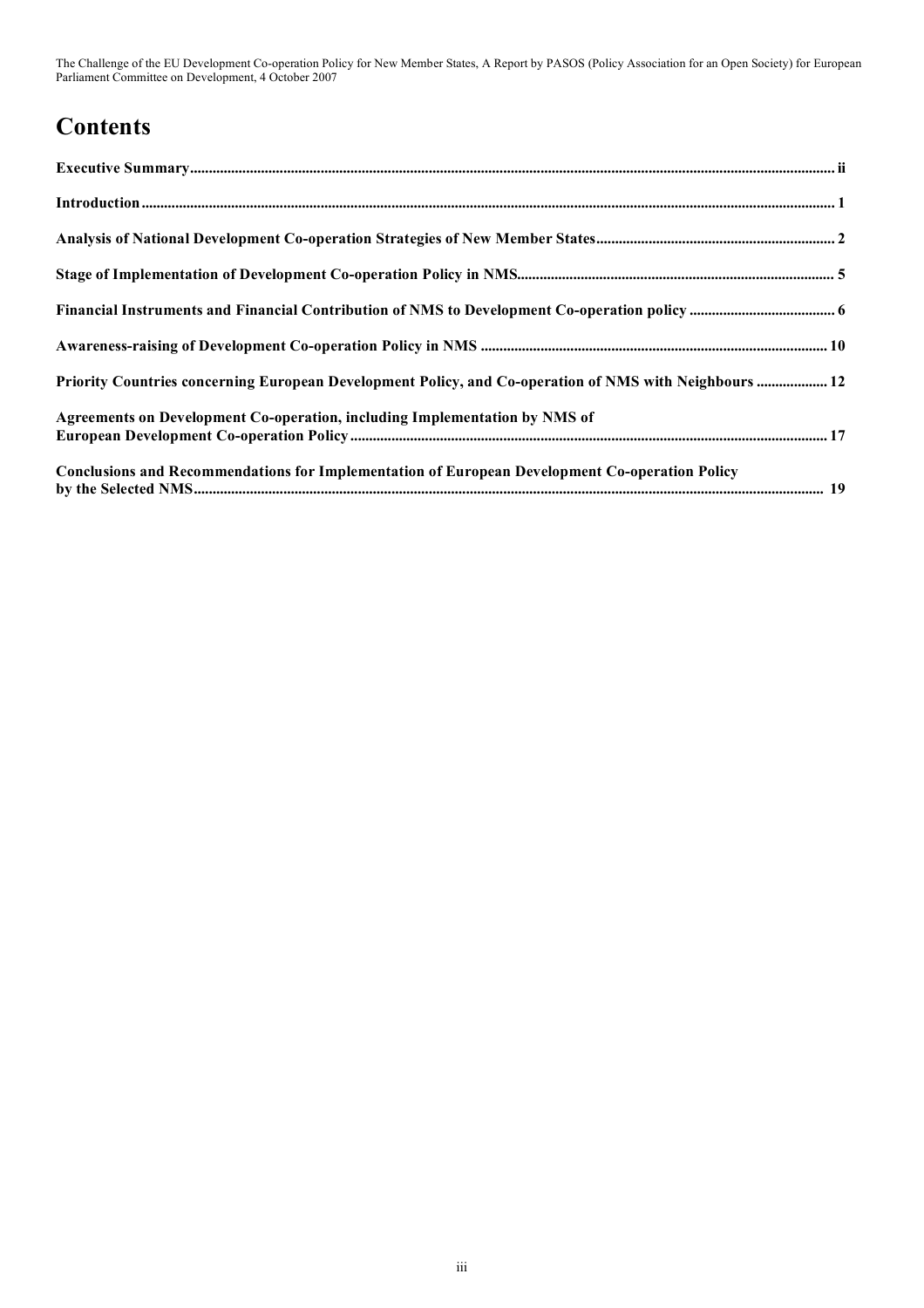# Contents

**Executive Summary** ........................................................................................................ ii

**Introduction** ........................................................................................................ 1

**Analysis of National Development Co-operation Strategies of New Member States** ........................................................................................................ 2

**Stage of Implementation of Development Co-operation Policy in NMS** ........................................................................................................ 5

**Financial Instruments and Financial Contribution of NMS to Development Co-operation policy** ........................................................................................................ 6

**Awareness-raising of Development Co-operation Policy in NMS** ........................................................................................................ 10

**Priority Countries concerning European Development Policy, and Co-operation of NMS with Neighbours** ........................................................................................................ 12

**Agreements on Development Co-operation, including Implementation by NMS of European Development Co-operation Policy** ........................................................................................................ 17

**Conclusions and Recommendations for Implementation of European Development Co-operation Policy by the Selected NMS** ........................................................................................................ 19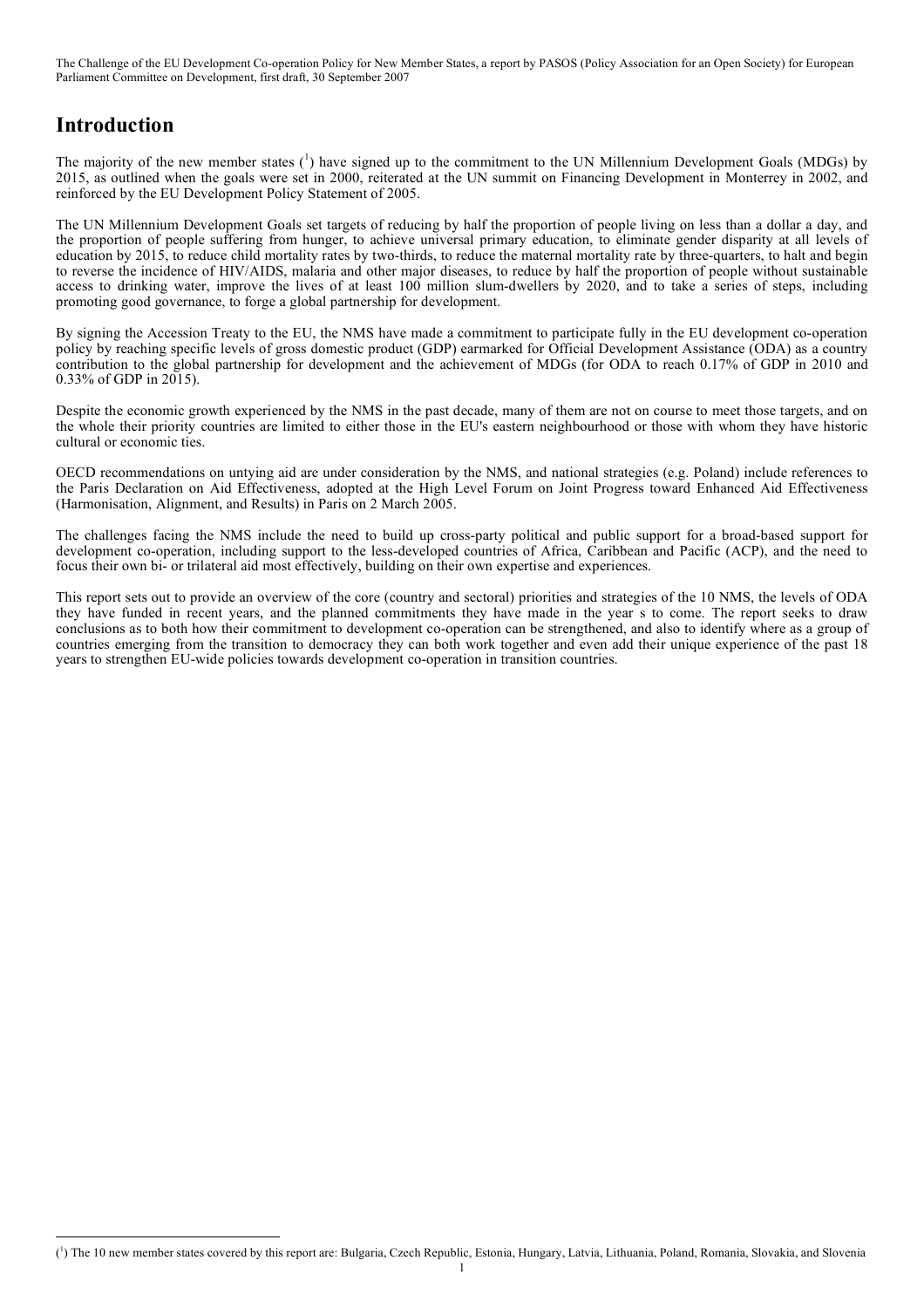# Introduction

The majority of the new member states ([1]) have signed up to the commitment to the UN Millennium Development Goals (MDGs) by 2015, as outlined when the goals were set in 2000, reiterated at the UN summit on Financing Development in Monterrey in 2002, and reinforced by the EU Development Policy Statement of 2005.

The UN Millennium Development Goals set targets of reducing by half the proportion of people living on less than a dollar a day, and the proportion of people suffering from hunger, to achieve universal primary education, to eliminate gender disparity at all levels of education by 2015, to reduce child mortality rates by two-thirds, to reduce the maternal mortality rate by three-quarters, to halt and begin to reverse the incidence of HIV/AIDS, malaria and other major diseases, to reduce by half the proportion of people without sustainable access to drinking water, improve the lives of at least 100 million slum-dwellers by 2020, and to take a series of steps, including promoting good governance, to forge a global partnership for development.

By signing the Accession Treaty to the EU, the NMS have made a commitment to participate fully in the EU development co-operation policy by reaching specific levels of gross domestic product (GDP) earmarked for Official Development Assistance (ODA) as a country contribution to the global partnership for development and the achievement of MDGs (for ODA to reach 0.17% of GDP in 2010 and 0.33% of GDP in 2015).

Despite the economic growth experienced by the NMS in the past decade, many of them are not on course to meet those targets, and on the whole their priority countries are limited to either those in the EU's eastern neighbourhood or those with whom they have historic cultural or economic ties.

OECD recommendations on untying aid are under consideration by the NMS, and national strategies (e.g. Poland) include references to the Paris Declaration on Aid Effectiveness, adopted at the High Level Forum on Joint Progress toward Enhanced Aid Effectiveness (Harmonisation, Alignment, and Results) in Paris on 2 March 2005.

The challenges facing the NMS include the need to build up cross-party political and public support for a broad-based support for development co-operation, including support to the less-developed countries of Africa, Caribbean and Pacific (ACP), and the need to focus their own bi- or trilateral aid most effectively, building on their own expertise and experiences.

This report sets out to provide an overview of the core (country and sectoral) priorities and strategies of the 10 NMS, the levels of ODA they have funded in recent years, and the planned commitments they have made in the year s to come. The report seeks to draw conclusions as to both how their commitment to development co-operation can be strengthened, and also to identify where as a group of countries emerging from the transition to democracy they can both work together and even add their unique experience of the past 18 years to strengthen EU-wide policies towards development co-operation in transition countries.

---

([1]) The 10 new member states covered by this report are: Bulgaria, Czech Republic, Estonia, Hungary, Latvia, Lithuania, Poland, Romania, Slovakia, and Slovenia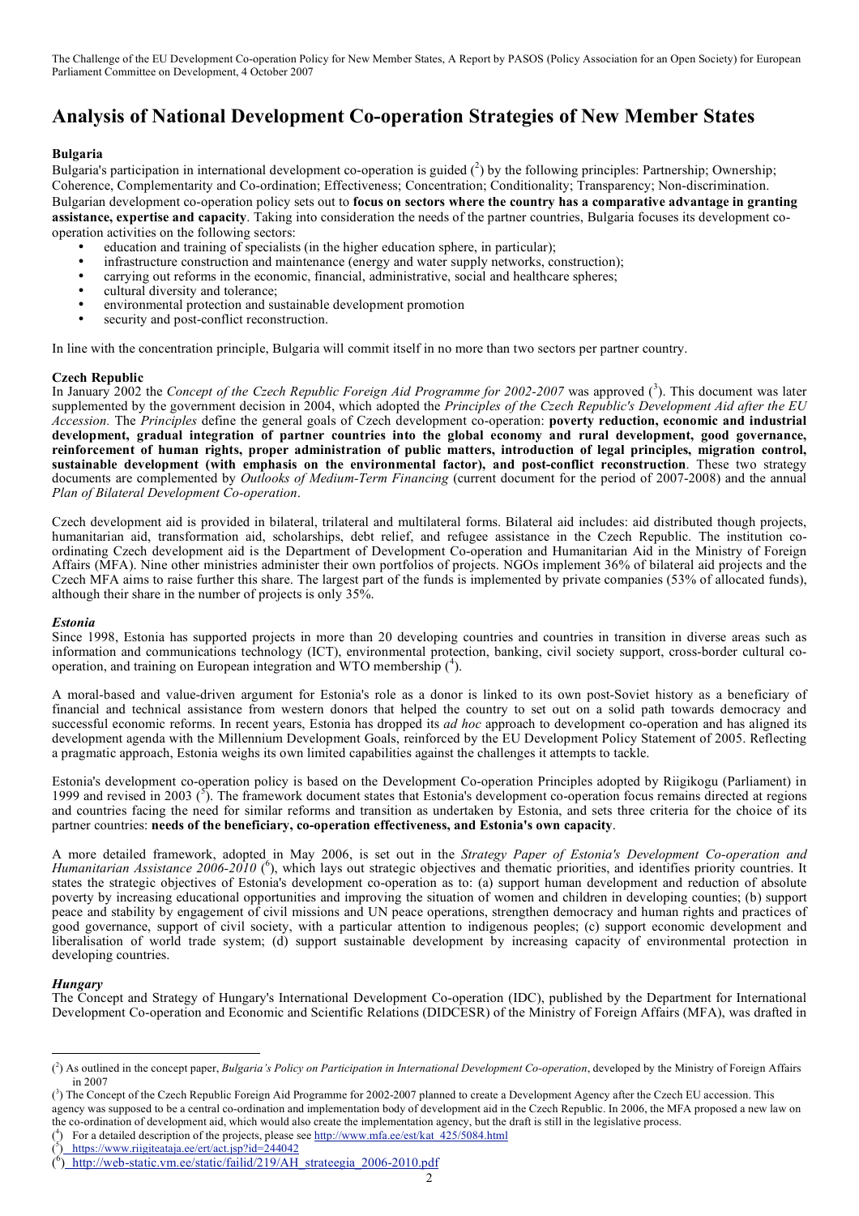# Analysis of National Development Co-operation Strategies of New Member States

**Bulgaria**

Bulgaria's participation in international development co-operation is guided ([2]) by the following principles: Partnership; Ownership; Coherence, Complementarity and Co-ordination; Effectiveness; Concentration; Conditionality; Transparency; Non-discrimination. Bulgarian development co-operation policy sets out to **focus on sectors where the country has a comparative advantage in granting assistance, expertise and capacity**. Taking into consideration the needs of the partner countries, Bulgaria focuses its development co-operation activities on the following sectors:

- education and training of specialists (in the higher education sphere, in particular);
- infrastructure construction and maintenance (energy and water supply networks, construction);
- carrying out reforms in the economic, financial, administrative, social and healthcare spheres;
- cultural diversity and tolerance;
- environmental protection and sustainable development promotion
- security and post-conflict reconstruction.

In line with the concentration principle, Bulgaria will commit itself in no more than two sectors per partner country.

**Czech Republic**

In January 2002 the *Concept of the Czech Republic Foreign Aid Programme for 2002-2007* was approved ([3]). This document was later supplemented by the government decision in 2004, which adopted the *Principles of the Czech Republic's Development Aid after the EU Accession.* The *Principles* define the general goals of Czech development co-operation: **poverty reduction, economic and industrial development, gradual integration of partner countries into the global economy and rural development, good governance, reinforcement of human rights, proper administration of public matters, introduction of legal principles, migration control, sustainable development (with emphasis on the environmental factor), and post-conflict reconstruction**. These two strategy documents are complemented by *Outlooks of Medium-Term Financing* (current document for the period of 2007-2008) and the annual *Plan of Bilateral Development Co-operation*.

Czech development aid is provided in bilateral, trilateral and multilateral forms. Bilateral aid includes: aid distributed though projects, humanitarian aid, transformation aid, scholarships, debt relief, and refugee assistance in the Czech Republic. The institution co-ordinating Czech development aid is the Department of Development Co-operation and Humanitarian Aid in the Ministry of Foreign Affairs (MFA). Nine other ministries administer their own portfolios of projects. NGOs implement 36% of bilateral aid projects and the Czech MFA aims to raise further this share. The largest part of the funds is implemented by private companies (53% of allocated funds), although their share in the number of projects is only 35%.

***Estonia***

Since 1998, Estonia has supported projects in more than 20 developing countries and countries in transition in diverse areas such as information and communications technology (ICT), environmental protection, banking, civil society support, cross-border cultural co-operation, and training on European integration and WTO membership ([4]).

A moral-based and value-driven argument for Estonia's role as a donor is linked to its own post-Soviet history as a beneficiary of financial and technical assistance from western donors that helped the country to set out on a solid path towards democracy and successful economic reforms. In recent years, Estonia has dropped its *ad hoc* approach to development co-operation and has aligned its development agenda with the Millennium Development Goals, reinforced by the EU Development Policy Statement of 2005. Reflecting a pragmatic approach, Estonia weighs its own limited capabilities against the challenges it attempts to tackle.

Estonia's development co-operation policy is based on the Development Co-operation Principles adopted by Riigikogu (Parliament) in 1999 and revised in 2003 ([5]). The framework document states that Estonia's development co-operation focus remains directed at regions and countries facing the need for similar reforms and transition as undertaken by Estonia, and sets three criteria for the choice of its partner countries: **needs of the beneficiary, co-operation effectiveness, and Estonia's own capacity**.

A more detailed framework, adopted in May 2006, is set out in the *Strategy Paper of Estonia's Development Co-operation and Humanitarian Assistance 2006-2010* ([6]), which lays out strategic objectives and thematic priorities, and identifies priority countries. It states the strategic objectives of Estonia's development co-operation as to: (a) support human development and reduction of absolute poverty by increasing educational opportunities and improving the situation of women and children in developing counties; (b) support peace and stability by engagement of civil missions and UN peace operations, strengthen democracy and human rights and practices of good governance, support of civil society, with a particular attention to indigenous peoples; (c) support economic development and liberalisation of world trade system; (d) support sustainable development by increasing capacity of environmental protection in developing countries.

***Hungary***

The Concept and Strategy of Hungary's International Development Co-operation (IDC), published by the Department for International Development Co-operation and Economic and Scientific Relations (DIDCESR) of the Ministry of Foreign Affairs (MFA), was drafted in

---

([2]) As outlined in the concept paper, *Bulgaria's Policy on Participation in International Development Co-operation*, developed by the Ministry of Foreign Affairs in 2007

([3]) The Concept of the Czech Republic Foreign Aid Programme for 2002-2007 planned to create a Development Agency after the Czech EU accession. This agency was supposed to be a central co-ordination and implementation body of development aid in the Czech Republic. In 2006, the MFA proposed a new law on the co-ordination of development aid, which would also create the implementation agency, but the draft is still in the legislative process.

([4]) For a detailed description of the projects, please see http://www.mfa.ee/est/kat_425/5084.html

([5]) https://www.riigiteataja.ee/ert/act.jsp?id=244042

([6]) http://web-static.vm.ee/static/failid/219/AH_strateegia_2006-2010.pdf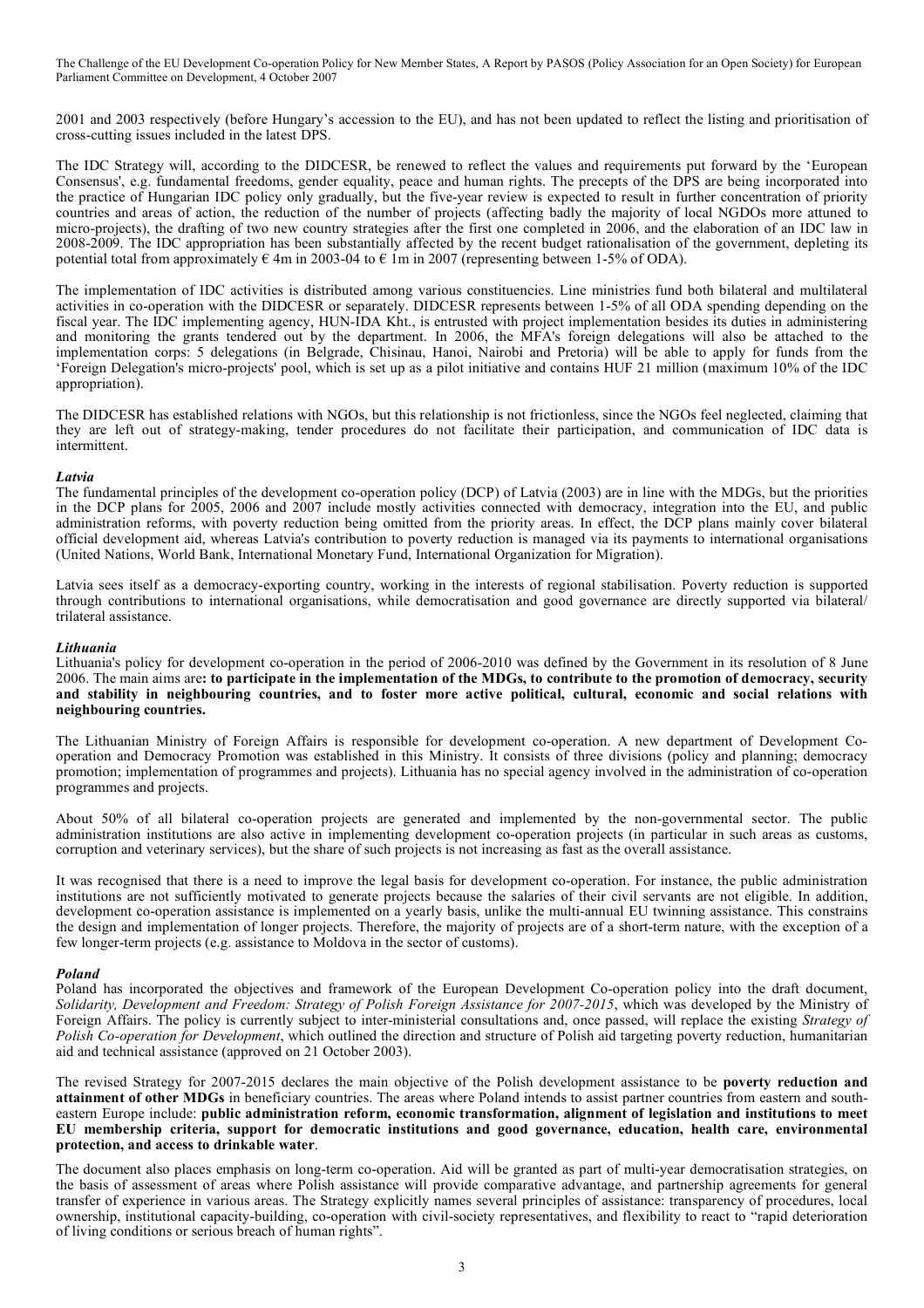2001 and 2003 respectively (before Hungary's accession to the EU), and has not been updated to reflect the listing and prioritisation of cross-cutting issues included in the latest DPS.

The IDC Strategy will, according to the DIDCESR, be renewed to reflect the values and requirements put forward by the 'European Consensus', e.g. fundamental freedoms, gender equality, peace and human rights. The precepts of the DPS are being incorporated into the practice of Hungarian IDC policy only gradually, but the five-year review is expected to result in further concentration of priority countries and areas of action, the reduction of the number of projects (affecting badly the majority of local NGDOs more attuned to micro-projects), the drafting of two new country strategies after the first one completed in 2006, and the elaboration of an IDC law in 2008-2009. The IDC appropriation has been substantially affected by the recent budget rationalisation of the government, depleting its potential total from approximately € 4m in 2003-04 to € 1m in 2007 (representing between 1-5% of ODA).

The implementation of IDC activities is distributed among various constituencies. Line ministries fund both bilateral and multilateral activities in co-operation with the DIDCESR or separately. DIDCESR represents between 1-5% of all ODA spending depending on the fiscal year. The IDC implementing agency, HUN-IDA Kht., is entrusted with project implementation besides its duties in administering and monitoring the grants tendered out by the department. In 2006, the MFA's foreign delegations will also be attached to the implementation corps: 5 delegations (in Belgrade, Chisinau, Hanoi, Nairobi and Pretoria) will be able to apply for funds from the 'Foreign Delegation's micro-projects' pool, which is set up as a pilot initiative and contains HUF 21 million (maximum 10% of the IDC appropriation).

The DIDCESR has established relations with NGOs, but this relationship is not frictionless, since the NGOs feel neglected, claiming that they are left out of strategy-making, tender procedures do not facilitate their participation, and communication of IDC data is intermittent.

***Latvia***

The fundamental principles of the development co-operation policy (DCP) of Latvia (2003) are in line with the MDGs, but the priorities in the DCP plans for 2005, 2006 and 2007 include mostly activities connected with democracy, integration into the EU, and public administration reforms, with poverty reduction being omitted from the priority areas. In effect, the DCP plans mainly cover bilateral official development aid, whereas Latvia's contribution to poverty reduction is managed via its payments to international organisations (United Nations, World Bank, International Monetary Fund, International Organization for Migration).

Latvia sees itself as a democracy-exporting country, working in the interests of regional stabilisation. Poverty reduction is supported through contributions to international organisations, while democratisation and good governance are directly supported via bilateral/ trilateral assistance.

***Lithuania***

Lithuania's policy for development co-operation in the period of 2006-2010 was defined by the Government in its resolution of 8 June 2006. The main aims are**: to participate in the implementation of the MDGs, to contribute to the promotion of democracy, security and stability in neighbouring countries, and to foster more active political, cultural, economic and social relations with neighbouring countries.**

The Lithuanian Ministry of Foreign Affairs is responsible for development co-operation. A new department of Development Co-operation and Democracy Promotion was established in this Ministry. It consists of three divisions (policy and planning; democracy promotion; implementation of programmes and projects). Lithuania has no special agency involved in the administration of co-operation programmes and projects.

About 50% of all bilateral co-operation projects are generated and implemented by the non-governmental sector. The public administration institutions are also active in implementing development co-operation projects (in particular in such areas as customs, corruption and veterinary services), but the share of such projects is not increasing as fast as the overall assistance.

It was recognised that there is a need to improve the legal basis for development co-operation. For instance, the public administration institutions are not sufficiently motivated to generate projects because the salaries of their civil servants are not eligible. In addition, development co-operation assistance is implemented on a yearly basis, unlike the multi-annual EU twinning assistance. This constrains the design and implementation of longer projects. Therefore, the majority of projects are of a short-term nature, with the exception of a few longer-term projects (e.g. assistance to Moldova in the sector of customs).

***Poland***

Poland has incorporated the objectives and framework of the European Development Co-operation policy into the draft document, *Solidarity, Development and Freedom: Strategy of Polish Foreign Assistance for 2007-2015*, which was developed by the Ministry of Foreign Affairs. The policy is currently subject to inter-ministerial consultations and, once passed, will replace the existing *Strategy of Polish Co-operation for Development*, which outlined the direction and structure of Polish aid targeting poverty reduction, humanitarian aid and technical assistance (approved on 21 October 2003).

The revised Strategy for 2007-2015 declares the main objective of the Polish development assistance to be **poverty reduction and attainment of other MDGs** in beneficiary countries. The areas where Poland intends to assist partner countries from eastern and south-eastern Europe include: **public administration reform, economic transformation, alignment of legislation and institutions to meet EU membership criteria, support for democratic institutions and good governance, education, health care, environmental protection, and access to drinkable water**.

The document also places emphasis on long-term co-operation. Aid will be granted as part of multi-year democratisation strategies, on the basis of assessment of areas where Polish assistance will provide comparative advantage, and partnership agreements for general transfer of experience in various areas. The Strategy explicitly names several principles of assistance: transparency of procedures, local ownership, institutional capacity-building, co-operation with civil-society representatives, and flexibility to react to "rapid deterioration of living conditions or serious breach of human rights".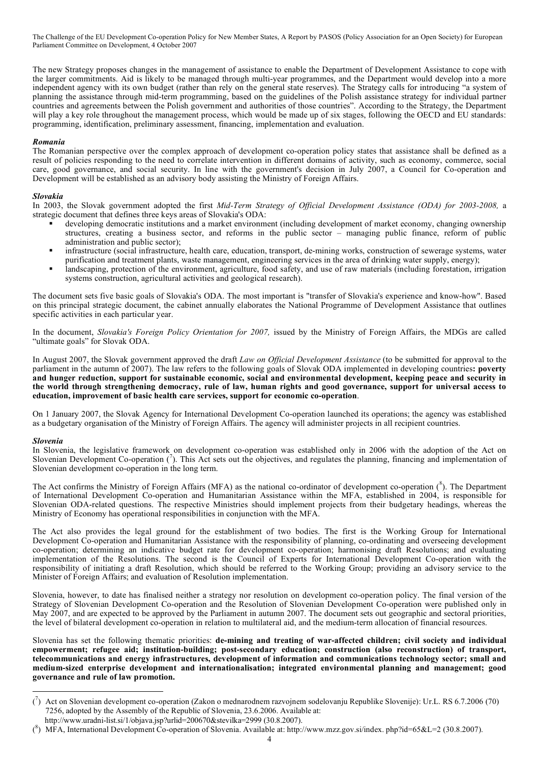The new Strategy proposes changes in the management of assistance to enable the Department of Development Assistance to cope with the larger commitments. Aid is likely to be managed through multi-year programmes, and the Department would develop into a more independent agency with its own budget (rather than rely on the general state reserves). The Strategy calls for introducing "a system of planning the assistance through mid-term programming, based on the guidelines of the Polish assistance strategy for individual partner countries and agreements between the Polish government and authorities of those countries". According to the Strategy, the Department will play a key role throughout the management process, which would be made up of six stages, following the OECD and EU standards: programming, identification, preliminary assessment, financing, implementation and evaluation.

***Romania***

The Romanian perspective over the complex approach of development co-operation policy states that assistance shall be defined as a result of policies responding to the need to correlate intervention in different domains of activity, such as economy, commerce, social care, good governance, and social security. In line with the government's decision in July 2007, a Council for Co-operation and Development will be established as an advisory body assisting the Ministry of Foreign Affairs.

***Slovakia***

In 2003, the Slovak government adopted the first *Mid-Term Strategy of Official Development Assistance (ODA) for 2003-2008,* a strategic document that defines three keys areas of Slovakia's ODA:

- developing democratic institutions and a market environment (including development of market economy, changing ownership structures, creating a business sector, and reforms in the public sector – managing public finance, reform of public administration and public sector);
- infrastructure (social infrastructure, health care, education, transport, de-mining works, construction of sewerage systems, water purification and treatment plants, waste management, engineering services in the area of drinking water supply, energy);
- landscaping, protection of the environment, agriculture, food safety, and use of raw materials (including forestation, irrigation systems construction, agricultural activities and geological research).

The document sets five basic goals of Slovakia's ODA. The most important is "transfer of Slovakia's experience and know-how". Based on this principal strategic document, the cabinet annually elaborates the National Programme of Development Assistance that outlines specific activities in each particular year.

In the document, *Slovakia's Foreign Policy Orientation for 2007,* issued by the Ministry of Foreign Affairs, the MDGs are called "ultimate goals" for Slovak ODA.

In August 2007, the Slovak government approved the draft *Law on Official Development Assistance* (to be submitted for approval to the parliament in the autumn of 2007). The law refers to the following goals of Slovak ODA implemented in developing countries**: poverty and hunger reduction, support for sustainable economic, social and environmental development, keeping peace and security in the world through strengthening democracy, rule of law, human rights and good governance, support for universal access to education, improvement of basic health care services, support for economic co-operation**.

On 1 January 2007, the Slovak Agency for International Development Co-operation launched its operations; the agency was established as a budgetary organisation of the Ministry of Foreign Affairs. The agency will administer projects in all recipient countries.

***Slovenia***

In Slovenia, the legislative framework on development co-operation was established only in 2006 with the adoption of the Act on Slovenian Development Co-operation ([7]). This Act sets out the objectives, and regulates the planning, financing and implementation of Slovenian development co-operation in the long term.

The Act confirms the Ministry of Foreign Affairs (MFA) as the national co-ordinator of development co-operation ([8]). The Department of International Development Co-operation and Humanitarian Assistance within the MFA, established in 2004, is responsible for Slovenian ODA-related questions. The respective Ministries should implement projects from their budgetary headings, whereas the Ministry of Economy has operational responsibilities in conjunction with the MFA.

The Act also provides the legal ground for the establishment of two bodies. The first is the Working Group for International Development Co-operation and Humanitarian Assistance with the responsibility of planning, co-ordinating and overseeing development co-operation; determining an indicative budget rate for development co-operation; harmonising draft Resolutions; and evaluating implementation of the Resolutions. The second is the Council of Experts for International Development Co-operation with the responsibility of initiating a draft Resolution, which should be referred to the Working Group; providing an advisory service to the Minister of Foreign Affairs; and evaluation of Resolution implementation.

Slovenia, however, to date has finalised neither a strategy nor resolution on development co-operation policy. The final version of the Strategy of Slovenian Development Co-operation and the Resolution of Slovenian Development Co-operation were published only in May 2007, and are expected to be approved by the Parliament in autumn 2007. The document sets out geographic and sectoral priorities, the level of bilateral development co-operation in relation to multilateral aid, and the medium-term allocation of financial resources.

Slovenia has set the following thematic priorities: **de-mining and treating of war-affected children; civil society and individual empowerment; refugee aid; institution-building; post-secondary education; construction (also reconstruction) of transport, telecommunications and energy infrastructures, development of information and communications technology sector; small and medium-sized enterprise development and internationalisation; integrated environmental planning and management; good governance and rule of law promotion.**

---

([7]) Act on Slovenian development co-operation (Zakon o mednarodnem razvojnem sodelovanju Republike Slovenije): Ur.L. RS 6.7.2006 (70) 7256, adopted by the Assembly of the Republic of Slovenia, 23.6.2006. Available at: http://www.uradni-list.si/1/objava.jsp?urlid=200670&stevilka=2999 (30.8.2007).

([8]) MFA, International Development Co-operation of Slovenia. Available at: http://www.mzz.gov.si/index. php?id=65&L=2 (30.8.2007).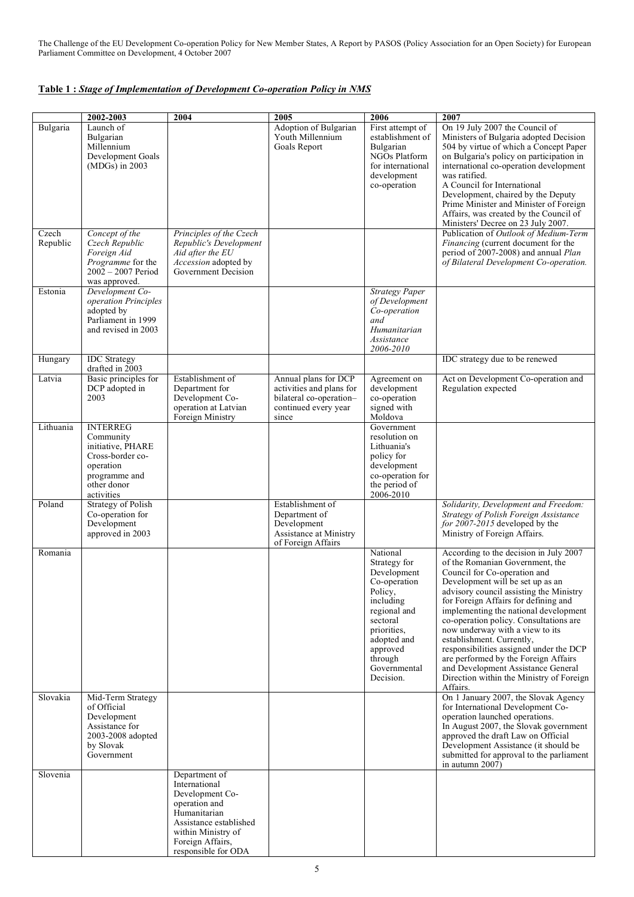The Challenge of the EU Development Co-operation Policy for New Member States, A Report by PASOS (Policy Association for an Open Society) for European Parliament Committee on Development, 4 October 2007

**Table 1 :** ***Stage of Implementation of Development Co-operation Policy in NMS***

| | 2002-2003 | 2004 | 2005 | 2006 | 2007 |
|---|---|---|---|---|---|
| Bulgaria | Launch of Bulgarian Millennium Development Goals (MDGs) in 2003 | | Adoption of Bulgarian Youth Millennium Goals Report | First attempt of establishment of Bulgarian NGOs Platform for international development co-operation | On 19 July 2007 the Council of Ministers of Bulgaria adopted Decision 504 by virtue of which a Concept Paper on Bulgaria's policy on participation in international co-operation development was ratified. A Council for International Development, chaired by the Deputy Prime Minister and Minister of Foreign Affairs, was created by the Council of Ministers' Decree on 23 July 2007. |
| Czech Republic | *Concept of the Czech Republic Foreign Aid Programme* for the 2002 – 2007 Period was approved. | *Principles of the Czech Republic's Development Aid after the EU Accession* adopted by Government Decision | | | Publication of *Outlook of Medium-Term Financing* (current document for the period of 2007-2008) and annual *Plan of Bilateral Development Co-operation.* |
| Estonia | *Development Co-operation Principles* adopted by Parliament in 1999 and revised in 2003 | | | *Strategy Paper of Development Co-operation and Humanitarian Assistance 2006-2010* | |
| Hungary | IDC Strategy drafted in 2003 | | | | IDC strategy due to be renewed |
| Latvia | Basic principles for DCP adopted in 2003 | Establishment of Department for Development Co-operation at Latvian Foreign Ministry | Annual plans for DCP activities and plans for bilateral co-operation–continued every year since | Agreement on development co-operation signed with Moldova | Act on Development Co-operation and Regulation expected |
| Lithuania | INTERREG Community initiative, PHARE Cross-border co-operation programme and other donor activities | | | Government resolution on Lithuania's policy for development co-operation for the period of 2006-2010 | |
| Poland | Strategy of Polish Co-operation for Development approved in 2003 | | Establishment of Department of Development Assistance at Ministry of Foreign Affairs | | *Solidarity, Development and Freedom: Strategy of Polish Foreign Assistance for 2007-2015* developed by the Ministry of Foreign Affairs. |
| Romania | | | | National Strategy for Development Co-operation Policy, including regional and sectoral priorities, adopted and approved through Governmental Decision. | According to the decision in July 2007 of the Romanian Government, the Council for Co-operation and Development will be set up as an advisory council assisting the Ministry for Foreign Affairs for defining and implementing the national development co-operation policy. Consultations are now underway with a view to its establishment. Currently, responsibilities assigned under the DCP are performed by the Foreign Affairs and Development Assistance General Direction within the Ministry of Foreign Affairs. |
| Slovakia | Mid-Term Strategy of Official Development Assistance for 2003-2008 adopted by Slovak Government | | | | On 1 January 2007, the Slovak Agency for International Development Co-operation launched operations. In August 2007, the Slovak government approved the draft Law on Official Development Assistance (it should be submitted for approval to the parliament in autumn 2007) |
| Slovenia | | Department of International Development Co-operation and Humanitarian Assistance established within Ministry of Foreign Affairs, responsible for ODA | | | |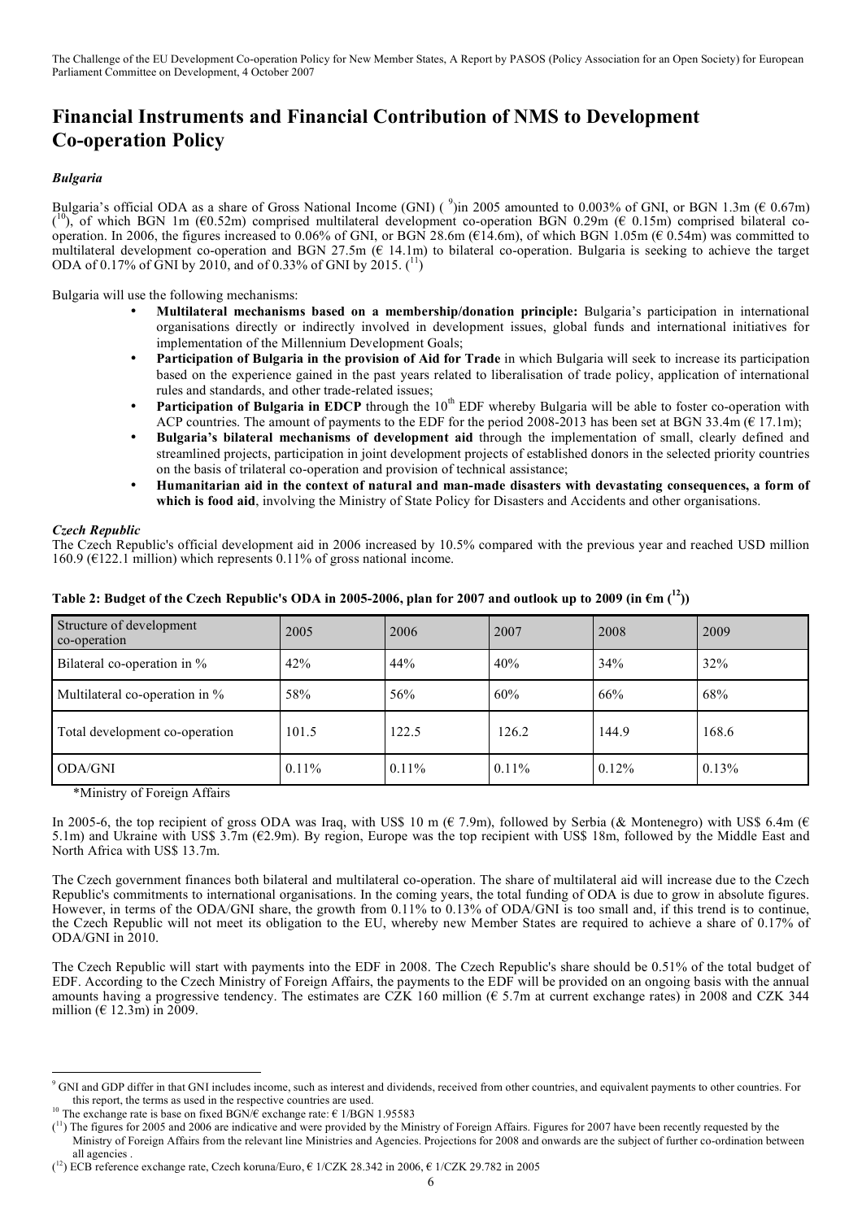# Financial Instruments and Financial Contribution of NMS to Development Co-operation Policy

### *Bulgaria*

Bulgaria's official ODA as a share of Gross National Income (GNI) ([9])in 2005 amounted to 0.003% of GNI, or BGN 1.3m (€ 0.67m) ([10]), of which BGN 1m (€0.52m) comprised multilateral development co-operation BGN 0.29m (€ 0.15m) comprised bilateral co-operation. In 2006, the figures increased to 0.06% of GNI, or BGN 28.6m (€14.6m), of which BGN 1.05m (€ 0.54m) was committed to multilateral development co-operation and BGN 27.5m (€ 14.1m) to bilateral co-operation. Bulgaria is seeking to achieve the target ODA of 0.17% of GNI by 2010, and of 0.33% of GNI by 2015. ([11])

Bulgaria will use the following mechanisms:

- **Multilateral mechanisms based on a membership/donation principle:** Bulgaria's participation in international organisations directly or indirectly involved in development issues, global funds and international initiatives for implementation of the Millennium Development Goals;
- **Participation of Bulgaria in the provision of Aid for Trade** in which Bulgaria will seek to increase its participation based on the experience gained in the past years related to liberalisation of trade policy, application of international rules and standards, and other trade-related issues;
- **Participation of Bulgaria in EDCP** through the 10th EDF whereby Bulgaria will be able to foster co-operation with ACP countries. The amount of payments to the EDF for the period 2008-2013 has been set at BGN 33.4m (€ 17.1m);
- **Bulgaria's bilateral mechanisms of development aid** through the implementation of small, clearly defined and streamlined projects, participation in joint development projects of established donors in the selected priority countries on the basis of trilateral co-operation and provision of technical assistance;
- **Humanitarian aid in the context of natural and man-made disasters with devastating consequences, a form of which is food aid**, involving the Ministry of State Policy for Disasters and Accidents and other organisations.

### *Czech Republic*

The Czech Republic's official development aid in 2006 increased by 10.5% compared with the previous year and reached USD million 160.9 (€122.1 million) which represents 0.11% of gross national income.

**Table 2: Budget of the Czech Republic's ODA in 2005-2006, plan for 2007 and outlook up to 2009 (in €m ([12]))**

| Structure of development co-operation | 2005 | 2006 | 2007 | 2008 | 2009 |
|---|---|---|---|---|---|
| Bilateral co-operation in % | 42% | 44% | 40% | 34% | 32% |
| Multilateral co-operation in % | 58% | 56% | 60% | 66% | 68% |
| Total development co-operation | 101.5 | 122.5 | 126.2 | 144.9 | 168.6 |
| ODA/GNI | 0.11% | 0.11% | 0.11% | 0.12% | 0.13% |

*Ministry of Foreign Affairs

In 2005-6, the top recipient of gross ODA was Iraq, with US$ 10 m (€ 7.9m), followed by Serbia (& Montenegro) with US$ 6.4m (€ 5.1m) and Ukraine with US$ 3.7m (€2.9m). By region, Europe was the top recipient with US$ 18m, followed by the Middle East and North Africa with US$ 13.7m.

The Czech government finances both bilateral and multilateral co-operation. The share of multilateral aid will increase due to the Czech Republic's commitments to international organisations. In the coming years, the total funding of ODA is due to grow in absolute figures. However, in terms of the ODA/GNI share, the growth from 0.11% to 0.13% of ODA/GNI is too small and, if this trend is to continue, the Czech Republic will not meet its obligation to the EU, whereby new Member States are required to achieve a share of 0.17% of ODA/GNI in 2010.

The Czech Republic will start with payments into the EDF in 2008. The Czech Republic's share should be 0.51% of the total budget of EDF. According to the Czech Ministry of Foreign Affairs, the payments to the EDF will be provided on an ongoing basis with the annual amounts having a progressive tendency. The estimates are CZK 160 million (€ 5.7m at current exchange rates) in 2008 and CZK 344 million (€ 12.3m) in 2009.

---

[9] GNI and GDP differ in that GNI includes income, such as interest and dividends, received from other countries, and equivalent payments to other countries. For this report, the terms as used in the respective countries are used.

[10] The exchange rate is base on fixed BGN/€ exchange rate: € 1/BGN 1.95583

([11]) The figures for 2005 and 2006 are indicative and were provided by the Ministry of Foreign Affairs. Figures for 2007 have been recently requested by the Ministry of Foreign Affairs from the relevant line Ministries and Agencies. Projections for 2008 and onwards are the subject of further co-ordination between all agencies .

([12]) ECB reference exchange rate, Czech koruna/Euro, € 1/CZK 28.342 in 2006, € 1/CZK 29.782 in 2005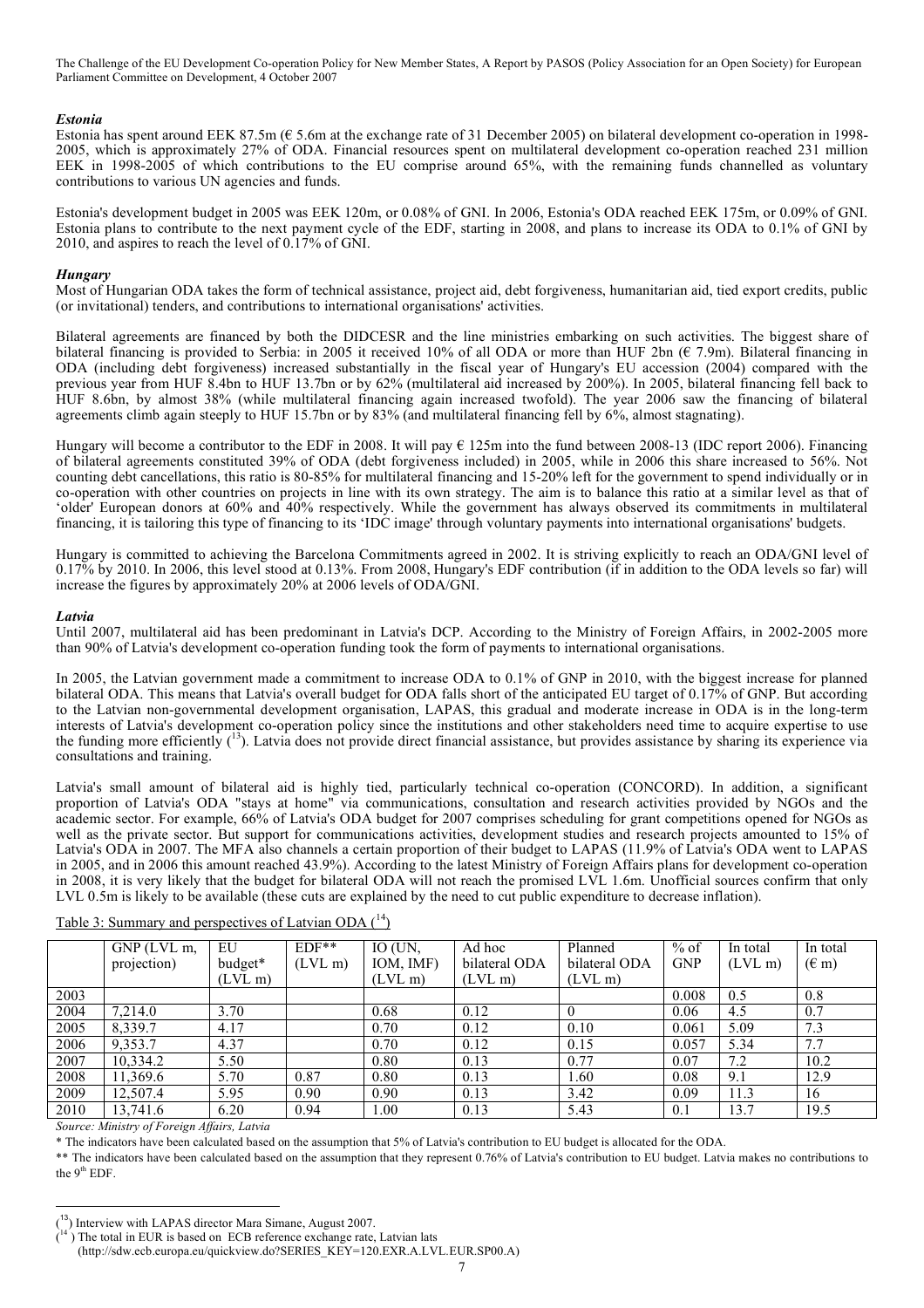### *Estonia*

Estonia has spent around EEK 87.5m (€ 5.6m at the exchange rate of 31 December 2005) on bilateral development co-operation in 1998-2005, which is approximately 27% of ODA. Financial resources spent on multilateral development co-operation reached 231 million EEK in 1998-2005 of which contributions to the EU comprise around 65%, with the remaining funds channelled as voluntary contributions to various UN agencies and funds.

Estonia's development budget in 2005 was EEK 120m, or 0.08% of GNI. In 2006, Estonia's ODA reached EEK 175m, or 0.09% of GNI. Estonia plans to contribute to the next payment cycle of the EDF, starting in 2008, and plans to increase its ODA to 0.1% of GNI by 2010, and aspires to reach the level of 0.17% of GNI.

### *Hungary*

Most of Hungarian ODA takes the form of technical assistance, project aid, debt forgiveness, humanitarian aid, tied export credits, public (or invitational) tenders, and contributions to international organisations' activities.

Bilateral agreements are financed by both the DIDCESR and the line ministries embarking on such activities. The biggest share of bilateral financing is provided to Serbia: in 2005 it received 10% of all ODA or more than HUF 2bn (€ 7.9m). Bilateral financing in ODA (including debt forgiveness) increased substantially in the fiscal year of Hungary's EU accession (2004) compared with the previous year from HUF 8.4bn to HUF 13.7bn or by 62% (multilateral aid increased by 200%). In 2005, bilateral financing fell back to HUF 8.6bn, by almost 38% (while multilateral financing again increased twofold). The year 2006 saw the financing of bilateral agreements climb again steeply to HUF 15.7bn or by 83% (and multilateral financing fell by 6%, almost stagnating).

Hungary will become a contributor to the EDF in 2008. It will pay € 125m into the fund between 2008-13 (IDC report 2006). Financing of bilateral agreements constituted 39% of ODA (debt forgiveness included) in 2005, while in 2006 this share increased to 56%. Not counting debt cancellations, this ratio is 80-85% for multilateral financing and 15-20% left for the government to spend individually or in co-operation with other countries on projects in line with its own strategy. The aim is to balance this ratio at a similar level as that of 'older' European donors at 60% and 40% respectively. While the government has always observed its commitments in multilateral financing, it is tailoring this type of financing to its 'IDC image' through voluntary payments into international organisations' budgets.

Hungary is committed to achieving the Barcelona Commitments agreed in 2002. It is striving explicitly to reach an ODA/GNI level of 0.17% by 2010. In 2006, this level stood at 0.13%. From 2008, Hungary's EDF contribution (if in addition to the ODA levels so far) will increase the figures by approximately 20% at 2006 levels of ODA/GNI.

### *Latvia*

Until 2007, multilateral aid has been predominant in Latvia's DCP. According to the Ministry of Foreign Affairs, in 2002-2005 more than 90% of Latvia's development co-operation funding took the form of payments to international organisations.

In 2005, the Latvian government made a commitment to increase ODA to 0.1% of GNP in 2010, with the biggest increase for planned bilateral ODA. This means that Latvia's overall budget for ODA falls short of the anticipated EU target of 0.17% of GNP. But according to the Latvian non-governmental development organisation, LAPAS, this gradual and moderate increase in ODA is in the long-term interests of Latvia's development co-operation policy since the institutions and other stakeholders need time to acquire expertise to use the funding more efficiently ([13]). Latvia does not provide direct financial assistance, but provides assistance by sharing its experience via consultations and training.

Latvia's small amount of bilateral aid is highly tied, particularly technical co-operation (CONCORD). In addition, a significant proportion of Latvia's ODA "stays at home" via communications, consultation and research activities provided by NGOs and the academic sector. For example, 66% of Latvia's ODA budget for 2007 comprises scheduling for grant competitions opened for NGOs as well as the private sector. But support for communications activities, development studies and research projects amounted to 15% of Latvia's ODA in 2007. The MFA also channels a certain proportion of their budget to LAPAS (11.9% of Latvia's ODA went to LAPAS in 2005, and in 2006 this amount reached 43.9%). According to the latest Ministry of Foreign Affairs plans for development co-operation in 2008, it is very likely that the budget for bilateral ODA will not reach the promised LVL 1.6m. Unofficial sources confirm that only LVL 0.5m is likely to be available (these cuts are explained by the need to cut public expenditure to decrease inflation).

Table 3: Summary and perspectives of Latvian ODA ([14])

| | GNP (LVL m, projection) | EU budget* (LVL m) | EDF** (LVL m) | IO (UN, IOM, IMF) (LVL m) | Ad hoc bilateral ODA (LVL m) | Planned bilateral ODA (LVL m) | % of GNP | In total (LVL m) | In total (€ m) |
|---|---|---|---|---|---|---|---|---|---|
| 2003 | | | | | | | 0.008 | 0.5 | 0.8 |
| 2004 | 7,214.0 | 3.70 | | 0.68 | 0.12 | 0 | 0.06 | 4.5 | 0.7 |
| 2005 | 8,339.7 | 4.17 | | 0.70 | 0.12 | 0.10 | 0.061 | 5.09 | 7.3 |
| 2006 | 9,353.7 | 4.37 | | 0.70 | 0.12 | 0.15 | 0.057 | 5.34 | 7.7 |
| 2007 | 10,334.2 | 5.50 | | 0.80 | 0.13 | 0.77 | 0.07 | 7.2 | 10.2 |
| 2008 | 11,369.6 | 5.70 | 0.87 | 0.80 | 0.13 | 1.60 | 0.08 | 9.1 | 12.9 |
| 2009 | 12,507.4 | 5.95 | 0.90 | 0.90 | 0.13 | 3.42 | 0.09 | 11.3 | 16 |
| 2010 | 13,741.6 | 6.20 | 0.94 | 1.00 | 0.13 | 5.43 | 0.1 | 13.7 | 19.5 |

*Source: Ministry of Foreign Affairs, Latvia*

\* The indicators have been calculated based on the assumption that 5% of Latvia's contribution to EU budget is allocated for the ODA.

\*\* The indicators have been calculated based on the assumption that they represent 0.76% of Latvia's contribution to EU budget. Latvia makes no contributions to the 9th EDF.

---

([13]) Interview with LAPAS director Mara Simane, August 2007.

([14]) The total in EUR is based on ECB reference exchange rate, Latvian lats (http://sdw.ecb.europa.eu/quickview.do?SERIES_KEY=120.EXR.A.LVL.EUR.SP00.A)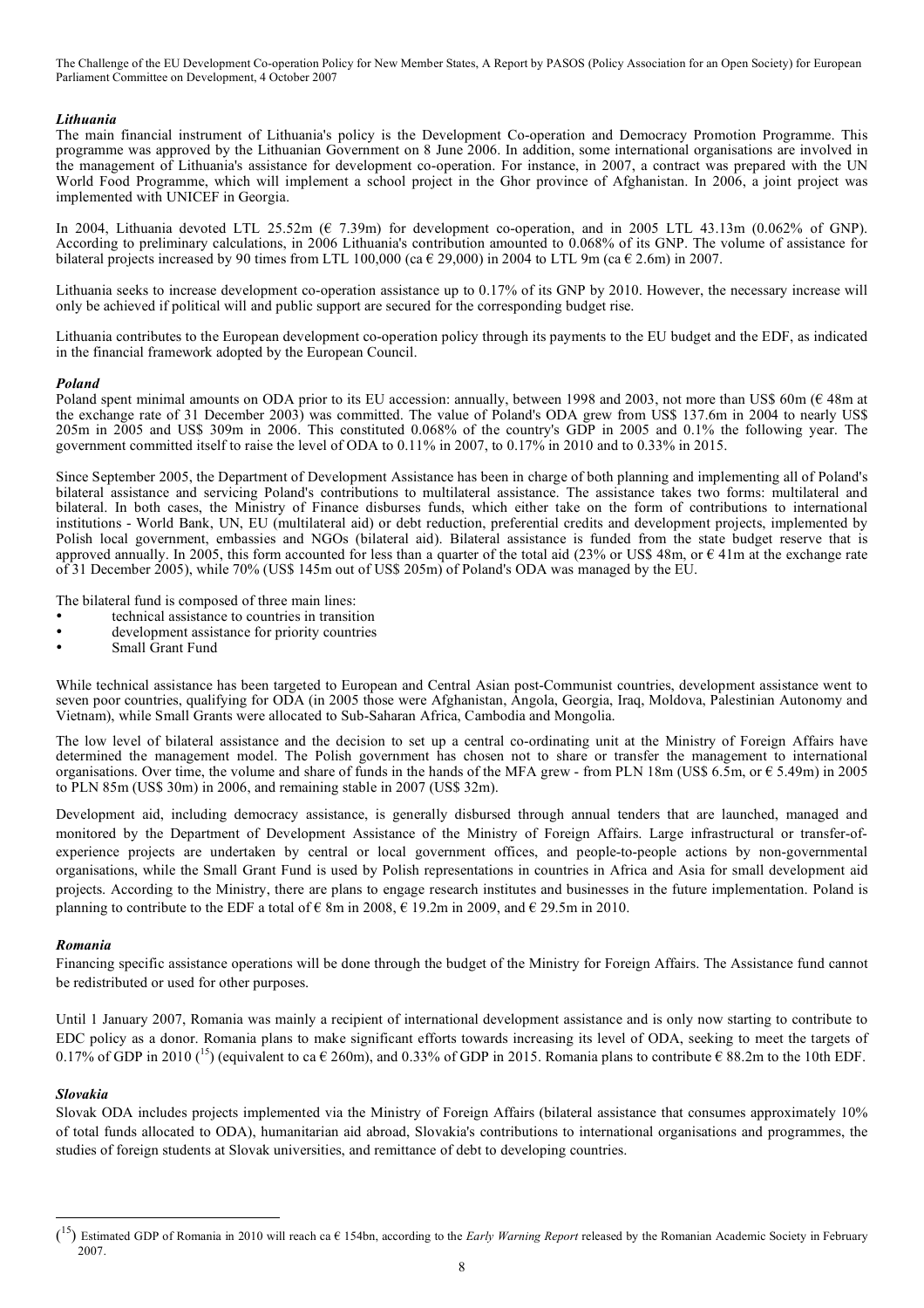### *Lithuania*

The main financial instrument of Lithuania's policy is the Development Co-operation and Democracy Promotion Programme. This programme was approved by the Lithuanian Government on 8 June 2006. In addition, some international organisations are involved in the management of Lithuania's assistance for development co-operation. For instance, in 2007, a contract was prepared with the UN World Food Programme, which will implement a school project in the Ghor province of Afghanistan. In 2006, a joint project was implemented with UNICEF in Georgia.

In 2004, Lithuania devoted LTL 25.52m (€ 7.39m) for development co-operation, and in 2005 LTL 43.13m (0.062% of GNP). According to preliminary calculations, in 2006 Lithuania's contribution amounted to 0.068% of its GNP. The volume of assistance for bilateral projects increased by 90 times from LTL 100,000 (ca € 29,000) in 2004 to LTL 9m (ca € 2.6m) in 2007.

Lithuania seeks to increase development co-operation assistance up to 0.17% of its GNP by 2010. However, the necessary increase will only be achieved if political will and public support are secured for the corresponding budget rise.

Lithuania contributes to the European development co-operation policy through its payments to the EU budget and the EDF, as indicated in the financial framework adopted by the European Council.

### *Poland*

Poland spent minimal amounts on ODA prior to its EU accession: annually, between 1998 and 2003, not more than US$ 60m (€ 48m at the exchange rate of 31 December 2003) was committed. The value of Poland's ODA grew from US$ 137.6m in 2004 to nearly US$ 205m in 2005 and US$ 309m in 2006. This constituted 0.068% of the country's GDP in 2005 and 0.1% the following year. The government committed itself to raise the level of ODA to 0.11% in 2007, to 0.17% in 2010 and to 0.33% in 2015.

Since September 2005, the Department of Development Assistance has been in charge of both planning and implementing all of Poland's bilateral assistance and servicing Poland's contributions to multilateral assistance. The assistance takes two forms: multilateral and bilateral. In both cases, the Ministry of Finance disburses funds, which either take on the form of contributions to international institutions - World Bank, UN, EU (multilateral aid) or debt reduction, preferential credits and development projects, implemented by Polish local government, embassies and NGOs (bilateral aid). Bilateral assistance is funded from the state budget reserve that is approved annually. In 2005, this form accounted for less than a quarter of the total aid (23% or US$ 48m, or € 41m at the exchange rate of 31 December 2005), while 70% (US$ 145m out of US$ 205m) of Poland's ODA was managed by the EU.

The bilateral fund is composed of three main lines:

- technical assistance to countries in transition
- development assistance for priority countries
- Small Grant Fund

While technical assistance has been targeted to European and Central Asian post-Communist countries, development assistance went to seven poor countries, qualifying for ODA (in 2005 those were Afghanistan, Angola, Georgia, Iraq, Moldova, Palestinian Autonomy and Vietnam), while Small Grants were allocated to Sub-Saharan Africa, Cambodia and Mongolia.

The low level of bilateral assistance and the decision to set up a central co-ordinating unit at the Ministry of Foreign Affairs have determined the management model. The Polish government has chosen not to share or transfer the management to international organisations. Over time, the volume and share of funds in the hands of the MFA grew - from PLN 18m (US$ 6.5m, or € 5.49m) in 2005 to PLN 85m (US$ 30m) in 2006, and remaining stable in 2007 (US$ 32m).

Development aid, including democracy assistance, is generally disbursed through annual tenders that are launched, managed and monitored by the Department of Development Assistance of the Ministry of Foreign Affairs. Large infrastructural or transfer-of-experience projects are undertaken by central or local government offices, and people-to-people actions by non-governmental organisations, while the Small Grant Fund is used by Polish representations in countries in Africa and Asia for small development aid projects. According to the Ministry, there are plans to engage research institutes and businesses in the future implementation. Poland is planning to contribute to the EDF a total of € 8m in 2008, € 19.2m in 2009, and € 29.5m in 2010.

### *Romania*

Financing specific assistance operations will be done through the budget of the Ministry for Foreign Affairs. The Assistance fund cannot be redistributed or used for other purposes.

Until 1 January 2007, Romania was mainly a recipient of international development assistance and is only now starting to contribute to EDC policy as a donor. Romania plans to make significant efforts towards increasing its level of ODA, seeking to meet the targets of 0.17% of GDP in 2010 ([15]) (equivalent to ca € 260m), and 0.33% of GDP in 2015. Romania plans to contribute € 88.2m to the 10th EDF.

### *Slovakia*

Slovak ODA includes projects implemented via the Ministry of Foreign Affairs (bilateral assistance that consumes approximately 10% of total funds allocated to ODA), humanitarian aid abroad, Slovakia's contributions to international organisations and programmes, the studies of foreign students at Slovak universities, and remittance of debt to developing countries.

---

([15]) Estimated GDP of Romania in 2010 will reach ca € 154bn, according to the *Early Warning Report* released by the Romanian Academic Society in February 2007.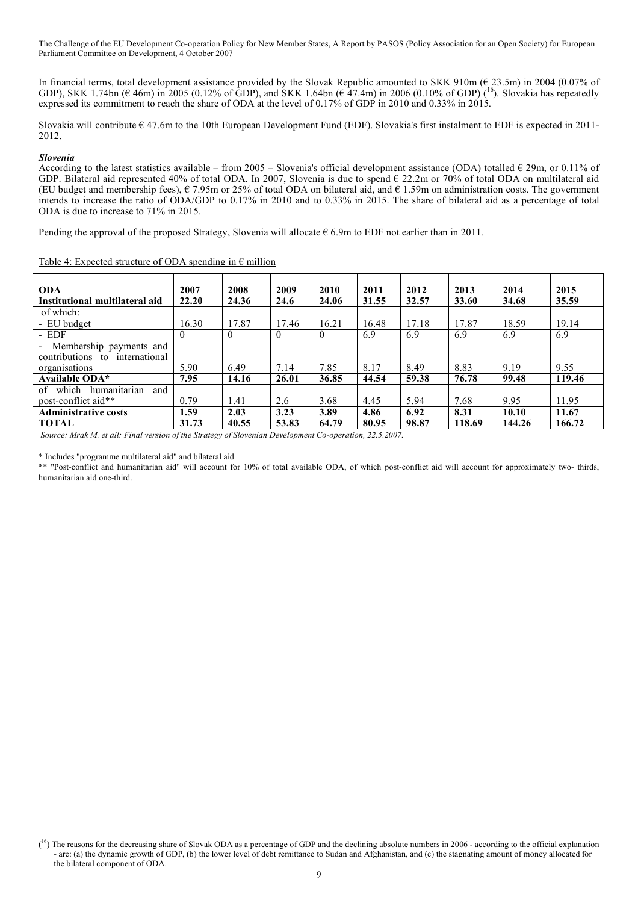In financial terms, total development assistance provided by the Slovak Republic amounted to SKK 910m (€ 23.5m) in 2004 (0.07% of GDP), SKK 1.74bn (€ 46m) in 2005 (0.12% of GDP), and SKK 1.64bn (€ 47.4m) in 2006 (0.10% of GDP) ([16]). Slovakia has repeatedly expressed its commitment to reach the share of ODA at the level of 0.17% of GDP in 2010 and 0.33% in 2015.

Slovakia will contribute € 47.6m to the 10th European Development Fund (EDF). Slovakia's first instalment to EDF is expected in 2011-2012.

***Slovenia***

According to the latest statistics available – from 2005 – Slovenia's official development assistance (ODA) totalled € 29m, or 0.11% of GDP. Bilateral aid represented 40% of total ODA. In 2007, Slovenia is due to spend € 22.2m or 70% of total ODA on multilateral aid (EU budget and membership fees), € 7.95m or 25% of total ODA on bilateral aid, and € 1.59m on administration costs. The government intends to increase the ratio of ODA/GDP to 0.17% in 2010 and to 0.33% in 2015. The share of bilateral aid as a percentage of total ODA is due to increase to 71% in 2015.

Pending the approval of the proposed Strategy, Slovenia will allocate € 6.9m to EDF not earlier than in 2011.

Table 4: Expected structure of ODA spending in € million

| **ODA** | **2007** | **2008** | **2009** | **2010** | **2011** | **2012** | **2013** | **2014** | **2015** |
|---|---|---|---|---|---|---|---|---|---|
| **Institutional multilateral aid** | **22.20** | **24.36** | **24.6** | **24.06** | **31.55** | **32.57** | **33.60** | **34.68** | **35.59** |
| of which: | | | | | | | | | |
| - EU budget | 16.30 | 17.87 | 17.46 | 16.21 | 16.48 | 17.18 | 17.87 | 18.59 | 19.14 |
| - EDF | 0 | 0 | 0 | 0 | 6.9 | 6.9 | 6.9 | 6.9 | 6.9 |
| - Membership payments and contributions to international organisations | 5.90 | 6.49 | 7.14 | 7.85 | 8.17 | 8.49 | 8.83 | 9.19 | 9.55 |
| **Available ODA*** | **7.95** | **14.16** | **26.01** | **36.85** | **44.54** | **59.38** | **76.78** | **99.48** | **119.46** |
| of which humanitarian and post-conflict aid** | 0.79 | 1.41 | 2.6 | 3.68 | 4.45 | 5.94 | 7.68 | 9.95 | 11.95 |
| **Administrative costs** | **1.59** | **2.03** | **3.23** | **3.89** | **4.86** | **6.92** | **8.31** | **10.10** | **11.67** |
| **TOTAL** | **31.73** | **40.55** | **53.83** | **64.79** | **80.95** | **98.87** | **118.69** | **144.26** | **166.72** |

*Source: Mrak M. et all: Final version of the Strategy of Slovenian Development Co-operation, 22.5.2007.*

\* Includes "programme multilateral aid" and bilateral aid

\** "Post-conflict and humanitarian aid" will account for 10% of total available ODA, of which post-conflict aid will account for approximately two- thirds, humanitarian aid one-third.

---

([16]) The reasons for the decreasing share of Slovak ODA as a percentage of GDP and the declining absolute numbers in 2006 - according to the official explanation - are: (a) the dynamic growth of GDP, (b) the lower level of debt remittance to Sudan and Afghanistan, and (c) the stagnating amount of money allocated for the bilateral component of ODA.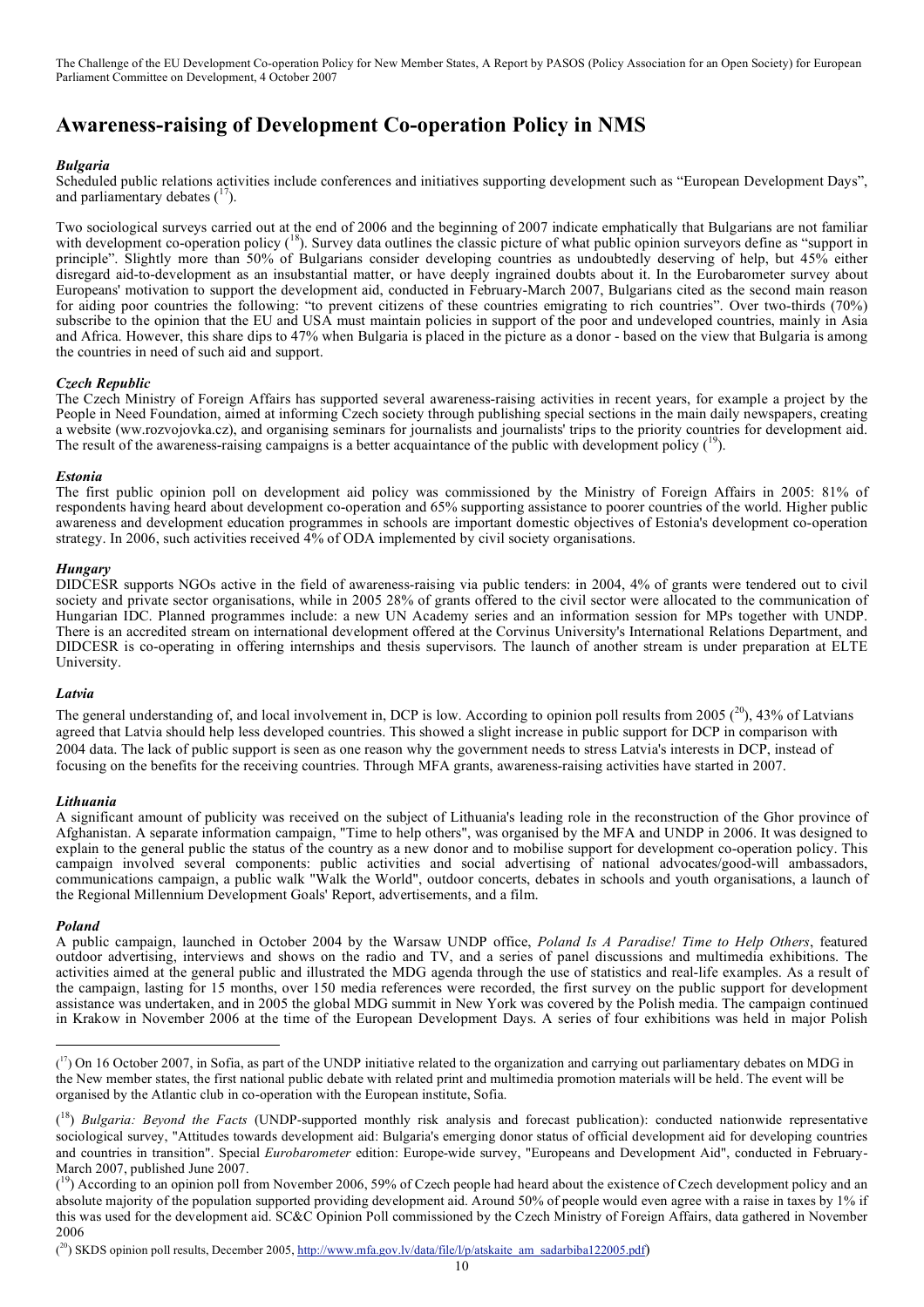# Awareness-raising of Development Co-operation Policy in NMS

***Bulgaria***

Scheduled public relations activities include conferences and initiatives supporting development such as "European Development Days", and parliamentary debates ([17]).

Two sociological surveys carried out at the end of 2006 and the beginning of 2007 indicate emphatically that Bulgarians are not familiar with development co-operation policy ([18]). Survey data outlines the classic picture of what public opinion surveyors define as "support in principle". Slightly more than 50% of Bulgarians consider developing countries as undoubtedly deserving of help, but 45% either disregard aid-to-development as an insubstantial matter, or have deeply ingrained doubts about it. In the Eurobarometer survey about Europeans' motivation to support the development aid, conducted in February-March 2007, Bulgarians cited as the second main reason for aiding poor countries the following: "to prevent citizens of these countries emigrating to rich countries". Over two-thirds (70%) subscribe to the opinion that the EU and USA must maintain policies in support of the poor and undeveloped countries, mainly in Asia and Africa. However, this share dips to 47% when Bulgaria is placed in the picture as a donor - based on the view that Bulgaria is among the countries in need of such aid and support.

***Czech Republic***

The Czech Ministry of Foreign Affairs has supported several awareness-raising activities in recent years, for example a project by the People in Need Foundation, aimed at informing Czech society through publishing special sections in the main daily newspapers, creating a website (ww.rozvojovka.cz), and organising seminars for journalists and journalists' trips to the priority countries for development aid. The result of the awareness-raising campaigns is a better acquaintance of the public with development policy ([19]).

***Estonia***

The first public opinion poll on development aid policy was commissioned by the Ministry of Foreign Affairs in 2005: 81% of respondents having heard about development co-operation and 65% supporting assistance to poorer countries of the world. Higher public awareness and development education programmes in schools are important domestic objectives of Estonia's development co-operation strategy. In 2006, such activities received 4% of ODA implemented by civil society organisations.

***Hungary***

DIDCESR supports NGOs active in the field of awareness-raising via public tenders: in 2004, 4% of grants were tendered out to civil society and private sector organisations, while in 2005 28% of grants offered to the civil sector were allocated to the communication of Hungarian IDC. Planned programmes include: a new UN Academy series and an information session for MPs together with UNDP. There is an accredited stream on international development offered at the Corvinus University's International Relations Department, and DIDCESR is co-operating in offering internships and thesis supervisors. The launch of another stream is under preparation at ELTE University.

***Latvia***

The general understanding of, and local involvement in, DCP is low. According to opinion poll results from 2005 ([20]), 43% of Latvians agreed that Latvia should help less developed countries. This showed a slight increase in public support for DCP in comparison with 2004 data. The lack of public support is seen as one reason why the government needs to stress Latvia's interests in DCP, instead of focusing on the benefits for the receiving countries. Through MFA grants, awareness-raising activities have started in 2007.

***Lithuania***

A significant amount of publicity was received on the subject of Lithuania's leading role in the reconstruction of the Ghor province of Afghanistan. A separate information campaign, "Time to help others", was organised by the MFA and UNDP in 2006. It was designed to explain to the general public the status of the country as a new donor and to mobilise support for development co-operation policy. This campaign involved several components: public activities and social advertising of national advocates/good-will ambassadors, communications campaign, a public walk "Walk the World", outdoor concerts, debates in schools and youth organisations, a launch of the Regional Millennium Development Goals' Report, advertisements, and a film.

***Poland***

A public campaign, launched in October 2004 by the Warsaw UNDP office, *Poland Is A Paradise! Time to Help Others*, featured outdoor advertising, interviews and shows on the radio and TV, and a series of panel discussions and multimedia exhibitions. The activities aimed at the general public and illustrated the MDG agenda through the use of statistics and real-life examples. As a result of the campaign, lasting for 15 months, over 150 media references were recorded, the first survey on the public support for development assistance was undertaken, and in 2005 the global MDG summit in New York was covered by the Polish media. The campaign continued in Krakow in November 2006 at the time of the European Development Days. A series of four exhibitions was held in major Polish

---

([17]) On 16 October 2007, in Sofia, as part of the UNDP initiative related to the organization and carrying out parliamentary debates on MDG in the New member states, the first national public debate with related print and multimedia promotion materials will be held. The event will be organised by the Atlantic club in co-operation with the European institute, Sofia.

([18]) *Bulgaria: Beyond the Facts* (UNDP-supported monthly risk analysis and forecast publication): conducted nationwide representative sociological survey, "Attitudes towards development aid: Bulgaria's emerging donor status of official development aid for developing countries and countries in transition". Special *Eurobarometer* edition: Europe-wide survey, "Europeans and Development Aid", conducted in February-March 2007, published June 2007.

([19]) According to an opinion poll from November 2006, 59% of Czech people had heard about the existence of Czech development policy and an absolute majority of the population supported providing development aid. Around 50% of people would even agree with a raise in taxes by 1% if this was used for the development aid. SC&C Opinion Poll commissioned by the Czech Ministry of Foreign Affairs, data gathered in November 2006

([20]) SKDS opinion poll results, December 2005, http://www.mfa.gov.lv/data/file/l/p/atskaite_am_sadarbiba122005.pdf)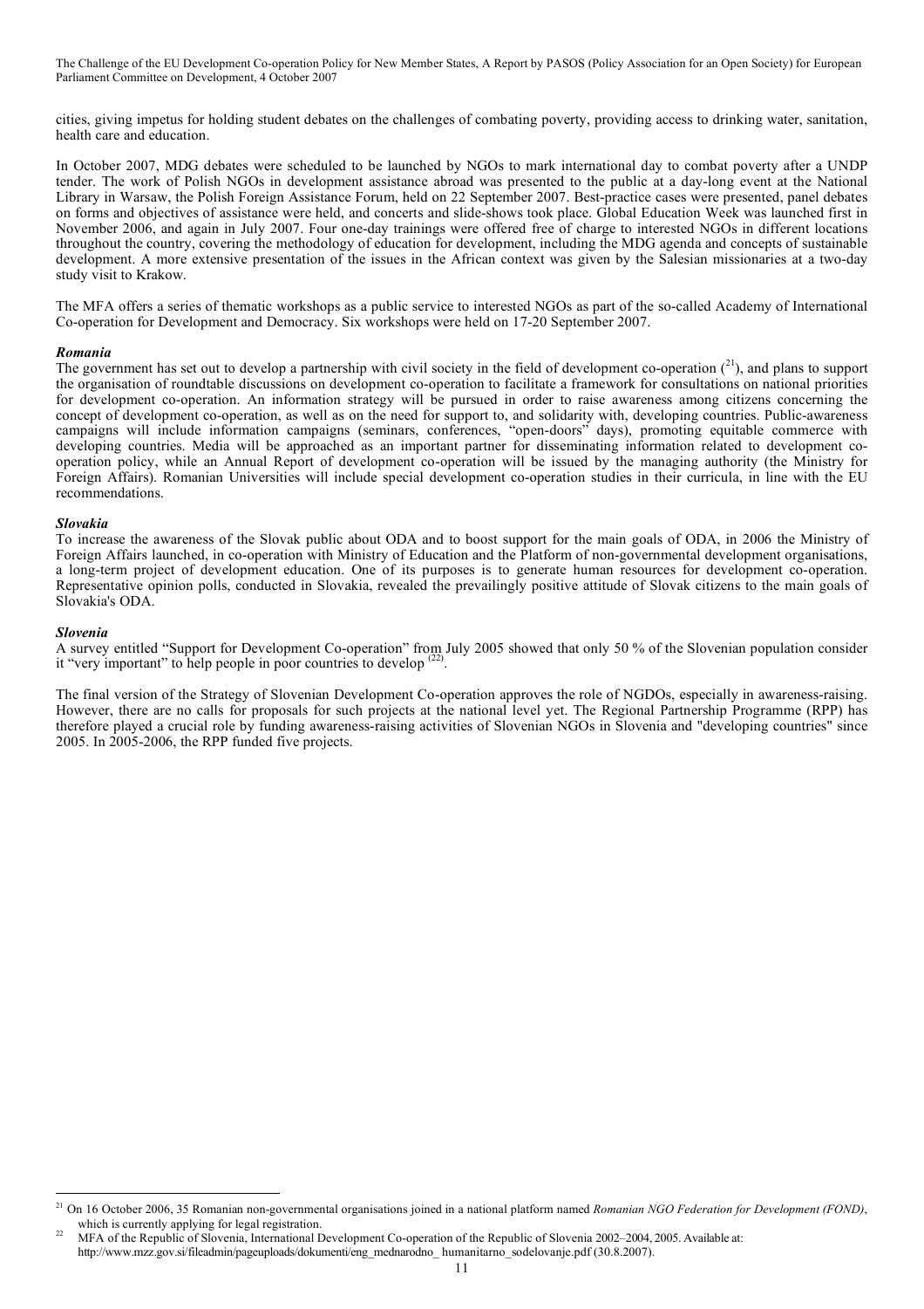cities, giving impetus for holding student debates on the challenges of combating poverty, providing access to drinking water, sanitation, health care and education.

In October 2007, MDG debates were scheduled to be launched by NGOs to mark international day to combat poverty after a UNDP tender. The work of Polish NGOs in development assistance abroad was presented to the public at a day-long event at the National Library in Warsaw, the Polish Foreign Assistance Forum, held on 22 September 2007. Best-practice cases were presented, panel debates on forms and objectives of assistance were held, and concerts and slide-shows took place. Global Education Week was launched first in November 2006, and again in July 2007. Four one-day trainings were offered free of charge to interested NGOs in different locations throughout the country, covering the methodology of education for development, including the MDG agenda and concepts of sustainable development. A more extensive presentation of the issues in the African context was given by the Salesian missionaries at a two-day study visit to Krakow.

The MFA offers a series of thematic workshops as a public service to interested NGOs as part of the so-called Academy of International Co-operation for Development and Democracy. Six workshops were held on 17-20 September 2007.

***Romania***

The government has set out to develop a partnership with civil society in the field of development co-operation ([21]), and plans to support the organisation of roundtable discussions on development co-operation to facilitate a framework for consultations on national priorities for development co-operation. An information strategy will be pursued in order to raise awareness among citizens concerning the concept of development co-operation, as well as on the need for support to, and solidarity with, developing countries. Public-awareness campaigns will include information campaigns (seminars, conferences, "open-doors" days), promoting equitable commerce with developing countries. Media will be approached as an important partner for disseminating information related to development co-operation policy, while an Annual Report of development co-operation will be issued by the managing authority (the Ministry for Foreign Affairs). Romanian Universities will include special development co-operation studies in their curricula, in line with the EU recommendations.

***Slovakia***

To increase the awareness of the Slovak public about ODA and to boost support for the main goals of ODA, in 2006 the Ministry of Foreign Affairs launched, in co-operation with Ministry of Education and the Platform of non-governmental development organisations, a long-term project of development education. One of its purposes is to generate human resources for development co-operation. Representative opinion polls, conducted in Slovakia, revealed the prevailingly positive attitude of Slovak citizens to the main goals of Slovakia's ODA.

***Slovenia***

A survey entitled "Support for Development Co-operation" from July 2005 showed that only 50 % of the Slovenian population consider it "very important" to help people in poor countries to develop ([22]).

The final version of the Strategy of Slovenian Development Co-operation approves the role of NGDOs, especially in awareness-raising. However, there are no calls for proposals for such projects at the national level yet. The Regional Partnership Programme (RPP) has therefore played a crucial role by funding awareness-raising activities of Slovenian NGOs in Slovenia and "developing countries" since 2005. In 2005-2006, the RPP funded five projects.

---

[21] On 16 October 2006, 35 Romanian non-governmental organisations joined in a national platform named *Romanian NGO Federation for Development (FOND)*, which is currently applying for legal registration.

[22] MFA of the Republic of Slovenia, International Development Co-operation of the Republic of Slovenia 2002–2004, 2005. Available at: http://www.mzz.gov.si/fileadmin/pageuploads/dokumenti/eng_mednarodno_ humanitarno_sodelovanje.pdf (30.8.2007).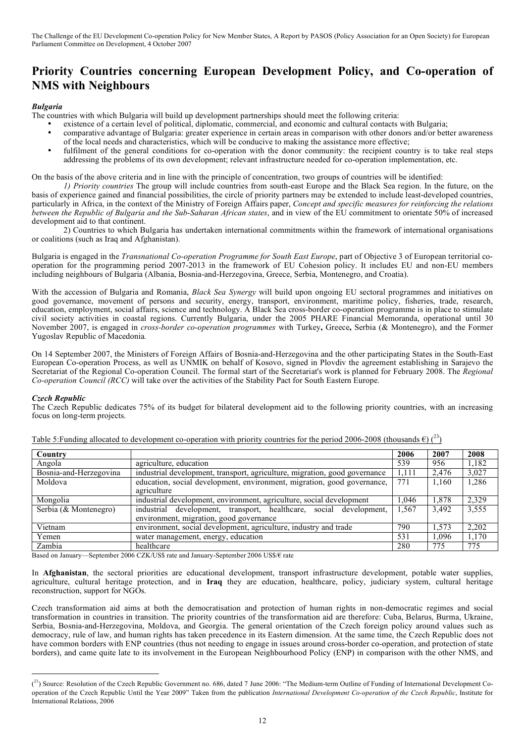# Priority Countries concerning European Development Policy, and Co-operation of NMS with Neighbours

### *Bulgaria*

The countries with which Bulgaria will build up development partnerships should meet the following criteria:

- existence of a certain level of political, diplomatic, commercial, and economic and cultural contacts with Bulgaria;
- comparative advantage of Bulgaria: greater experience in certain areas in comparison with other donors and/or better awareness of the local needs and characteristics, which will be conducive to making the assistance more effective;
- fulfilment of the general conditions for co-operation with the donor community: the recipient country is to take real steps addressing the problems of its own development; relevant infrastructure needed for co-operation implementation, etc.

On the basis of the above criteria and in line with the principle of concentration, two groups of countries will be identified:

*1) Priority countries* The group will include countries from south-east Europe and the Black Sea region. In the future, on the basis of experience gained and financial possibilities, the circle of priority partners may be extended to include least-developed countries, particularly in Africa, in the context of the Ministry of Foreign Affairs paper, *Concept and specific measures for reinforcing the relations between the Republic of Bulgaria and the Sub-Saharan African states*, and in view of the EU commitment to orientate 50% of increased development aid to that continent.

2) Countries to which Bulgaria has undertaken international commitments within the framework of international organisations or coalitions (such as Iraq and Afghanistan).

Bulgaria is engaged in the *Transnational Co-operation Programme for South East Europe*, part of Objective 3 of European territorial co-operation for the programming period 2007-2013 in the framework of EU Cohesion policy. It includes EU and non-EU members including neighbours of Bulgaria (Albania, Bosnia-and-Herzegovina, Greece, Serbia, Montenegro, and Croatia).

With the accession of Bulgaria and Romania, *Black Sea Synergy* will build upon ongoing EU sectoral programmes and initiatives on good governance, movement of persons and security, energy, transport, environment, maritime policy, fisheries, trade, research, education, employment, social affairs, science and technology. A Black Sea cross-border co-operation programme is in place to stimulate civil society activities in coastal regions. Currently Bulgaria, under the 2005 PHARE Financial Memoranda, operational until 30 November 2007, is engaged in *cross-border co-operation programmes* with Turkey**,** Greece**,** Serbia (& Montenegro), and the Former Yugoslav Republic of Macedonia*.*

On 14 September 2007, the Ministers of Foreign Affairs of Bosnia-and-Herzegovina and the other participating States in the South-East European Co-operation Process, as well as UNMIK on behalf of Kosovo, signed in Plovdiv the agreement establishing in Sarajevo the Secretariat of the Regional Co-operation Council. The formal start of the Secretariat's work is planned for February 2008. The *Regional Co-operation Council (RCC)* will take over the activities of the Stability Pact for South Eastern Europe.

### *Czech Republic*

The Czech Republic dedicates 75% of its budget for bilateral development aid to the following priority countries, with an increasing focus on long-term projects.

Table 5:Funding allocated to development co-operation with priority countries for the period 2006-2008 (thousands €) ([23])

| Country | | 2006 | 2007 | 2008 |
|---|---|---|---|---|
| Angola | agriculture, education | 539 | 956 | 1,182 |
| Bosnia-and-Herzegovina | industrial development, transport, agriculture, migration, good governance | 1,111 | 2,476 | 3,027 |
| Moldova | education, social development, environment, migration, good governance, agriculture | 771 | 1,160 | 1,286 |
| Mongolia | industrial development, environment, agriculture, social development | 1,046 | 1,878 | 2,329 |
| Serbia (& Montenegro) | industrial development, transport, healthcare, social development, environment, migration, good governance | 1,567 | 3,492 | 3,555 |
| Vietnam | environment, social development, agriculture, industry and trade | 790 | 1,573 | 2,202 |
| Yemen | water management, energy, education | 531 | 1,096 | 1,170 |
| Zambia | healthcare | 280 | 775 | 775 |

Based on January—September 2006 CZK/US$ rate and January-September 2006 US$/€ rate

In **Afghanistan**, the sectoral priorities are educational development, transport infrastructure development, potable water supplies, agriculture, cultural heritage protection, and in **Iraq** they are education, healthcare, policy, judiciary system, cultural heritage reconstruction, support for NGOs.

Czech transformation aid aims at both the democratisation and protection of human rights in non-democratic regimes and social transformation in countries in transition. The priority countries of the transformation aid are therefore: Cuba, Belarus, Burma, Ukraine, Serbia, Bosnia-and-Herzegovina, Moldova, and Georgia. The general orientation of the Czech foreign policy around values such as democracy, rule of law, and human rights has taken precedence in its Eastern dimension. At the same time, the Czech Republic does not have common borders with ENP countries (thus not needing to engage in issues around cross-border co-operation, and protection of state borders), and came quite late to its involvement in the European Neighbourhood Policy (ENP) in comparison with the other NMS, and

([23]) Source: Resolution of the Czech Republic Government no. 686, dated 7 June 2006: "The Medium-term Outline of Funding of International Development Co-operation of the Czech Republic Until the Year 2009" Taken from the publication *International Development Co-operation of the Czech Republic*, Institute for International Relations, 2006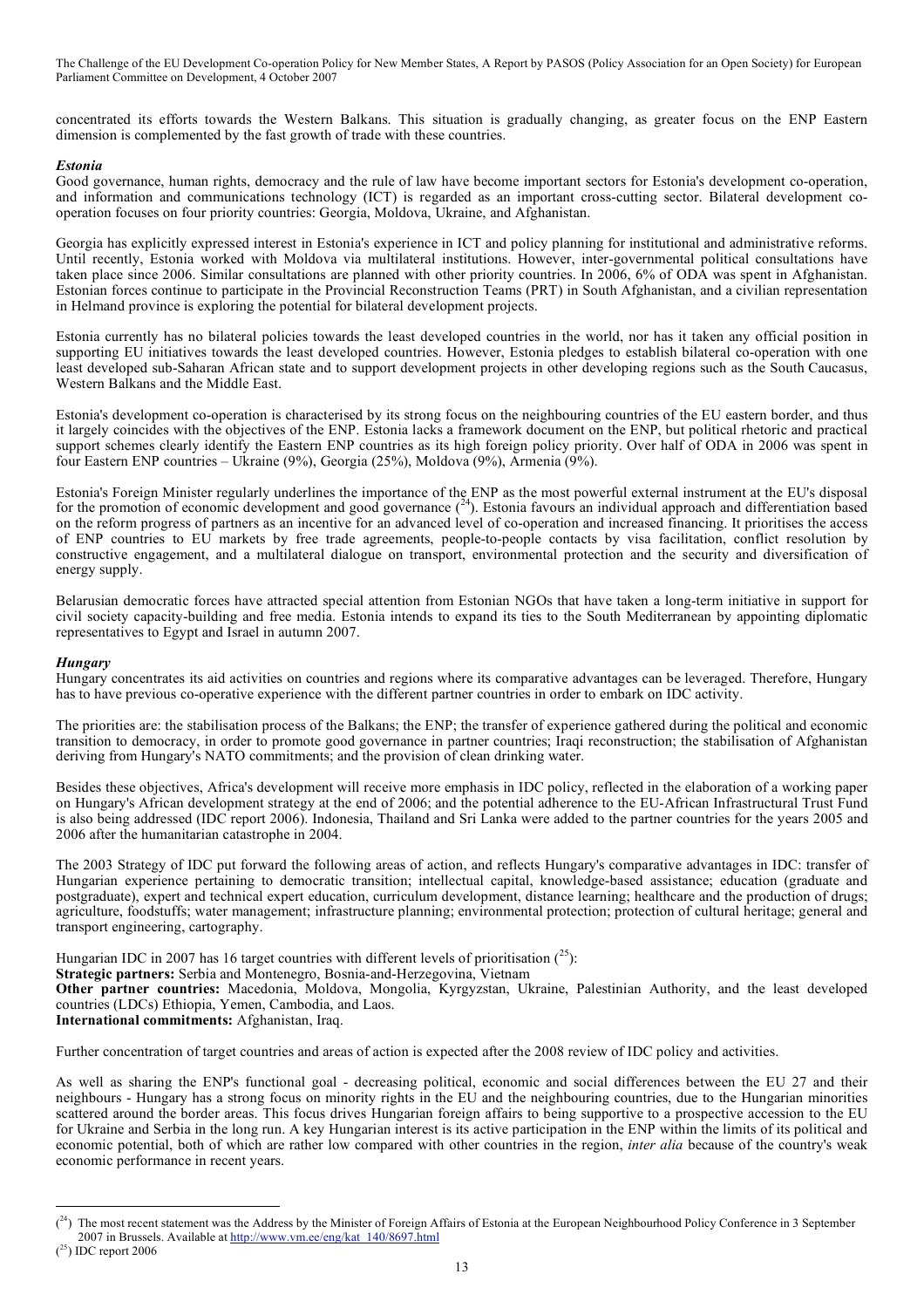concentrated its efforts towards the Western Balkans. This situation is gradually changing, as greater focus on the ENP Eastern dimension is complemented by the fast growth of trade with these countries.

### *Estonia*

Good governance, human rights, democracy and the rule of law have become important sectors for Estonia's development co-operation, and information and communications technology (ICT) is regarded as an important cross-cutting sector. Bilateral development co-operation focuses on four priority countries: Georgia, Moldova, Ukraine, and Afghanistan.

Georgia has explicitly expressed interest in Estonia's experience in ICT and policy planning for institutional and administrative reforms. Until recently, Estonia worked with Moldova via multilateral institutions. However, inter-governmental political consultations have taken place since 2006. Similar consultations are planned with other priority countries. In 2006, 6% of ODA was spent in Afghanistan. Estonian forces continue to participate in the Provincial Reconstruction Teams (PRT) in South Afghanistan, and a civilian representation in Helmand province is exploring the potential for bilateral development projects.

Estonia currently has no bilateral policies towards the least developed countries in the world, nor has it taken any official position in supporting EU initiatives towards the least developed countries. However, Estonia pledges to establish bilateral co-operation with one least developed sub-Saharan African state and to support development projects in other developing regions such as the South Caucasus, Western Balkans and the Middle East.

Estonia's development co-operation is characterised by its strong focus on the neighbouring countries of the EU eastern border, and thus it largely coincides with the objectives of the ENP. Estonia lacks a framework document on the ENP, but political rhetoric and practical support schemes clearly identify the Eastern ENP countries as its high foreign policy priority. Over half of ODA in 2006 was spent in four Eastern ENP countries – Ukraine (9%), Georgia (25%), Moldova (9%), Armenia (9%).

Estonia's Foreign Minister regularly underlines the importance of the ENP as the most powerful external instrument at the EU's disposal for the promotion of economic development and good governance ([24]). Estonia favours an individual approach and differentiation based on the reform progress of partners as an incentive for an advanced level of co-operation and increased financing. It prioritises the access of ENP countries to EU markets by free trade agreements, people-to-people contacts by visa facilitation, conflict resolution by constructive engagement, and a multilateral dialogue on transport, environmental protection and the security and diversification of energy supply.

Belarusian democratic forces have attracted special attention from Estonian NGOs that have taken a long-term initiative in support for civil society capacity-building and free media. Estonia intends to expand its ties to the South Mediterranean by appointing diplomatic representatives to Egypt and Israel in autumn 2007.

### *Hungary*

Hungary concentrates its aid activities on countries and regions where its comparative advantages can be leveraged. Therefore, Hungary has to have previous co-operative experience with the different partner countries in order to embark on IDC activity.

The priorities are: the stabilisation process of the Balkans; the ENP; the transfer of experience gathered during the political and economic transition to democracy, in order to promote good governance in partner countries; Iraqi reconstruction; the stabilisation of Afghanistan deriving from Hungary's NATO commitments; and the provision of clean drinking water.

Besides these objectives, Africa's development will receive more emphasis in IDC policy, reflected in the elaboration of a working paper on Hungary's African development strategy at the end of 2006; and the potential adherence to the EU-African Infrastructural Trust Fund is also being addressed (IDC report 2006). Indonesia, Thailand and Sri Lanka were added to the partner countries for the years 2005 and 2006 after the humanitarian catastrophe in 2004.

The 2003 Strategy of IDC put forward the following areas of action, and reflects Hungary's comparative advantages in IDC: transfer of Hungarian experience pertaining to democratic transition; intellectual capital, knowledge-based assistance; education (graduate and postgraduate), expert and technical expert education, curriculum development, distance learning; healthcare and the production of drugs; agriculture, foodstuffs; water management; infrastructure planning; environmental protection; protection of cultural heritage; general and transport engineering, cartography.

Hungarian IDC in 2007 has 16 target countries with different levels of prioritisation ([25]):
**Strategic partners:** Serbia and Montenegro, Bosnia-and-Herzegovina, Vietnam
**Other partner countries:** Macedonia, Moldova, Mongolia, Kyrgyzstan, Ukraine, Palestinian Authority, and the least developed countries (LDCs) Ethiopia, Yemen, Cambodia, and Laos.
**International commitments:** Afghanistan, Iraq.

Further concentration of target countries and areas of action is expected after the 2008 review of IDC policy and activities.

As well as sharing the ENP's functional goal - decreasing political, economic and social differences between the EU 27 and their neighbours - Hungary has a strong focus on minority rights in the EU and the neighbouring countries, due to the Hungarian minorities scattered around the border areas. This focus drives Hungarian foreign affairs to being supportive to a prospective accession to the EU for Ukraine and Serbia in the long run. A key Hungarian interest is its active participation in the ENP within the limits of its political and economic potential, both of which are rather low compared with other countries in the region, *inter alia* because of the country's weak economic performance in recent years.

---

([24]) The most recent statement was the Address by the Minister of Foreign Affairs of Estonia at the European Neighbourhood Policy Conference in 3 September 2007 in Brussels. Available at http://www.vm.ee/eng/kat_140/8697.html

([25]) IDC report 2006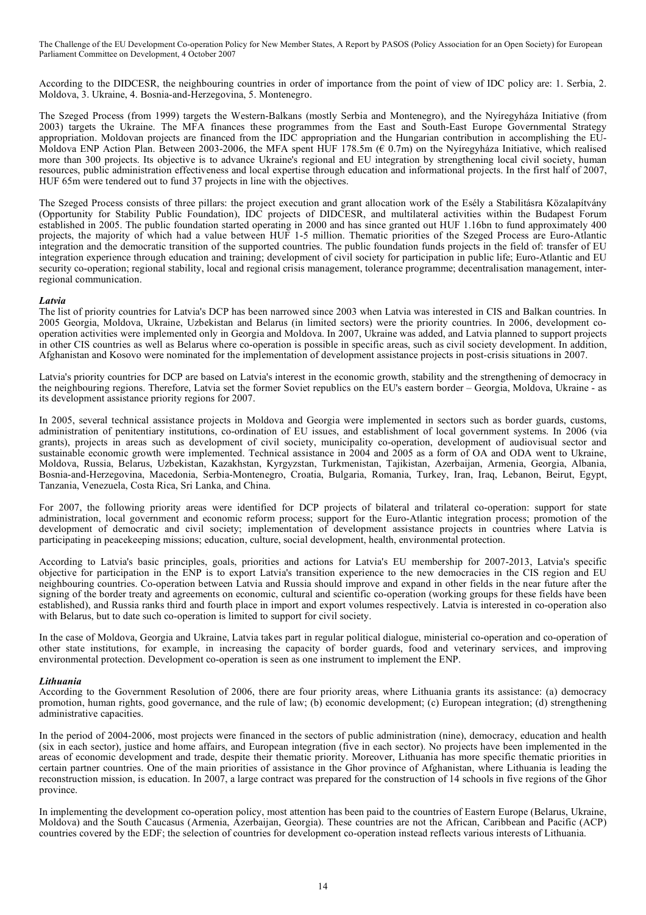According to the DIDCESR, the neighbouring countries in order of importance from the point of view of IDC policy are: 1. Serbia, 2. Moldova, 3. Ukraine, 4. Bosnia-and-Herzegovina, 5. Montenegro.

The Szeged Process (from 1999) targets the Western-Balkans (mostly Serbia and Montenegro), and the Nyíregyháza Initiative (from 2003) targets the Ukraine. The MFA finances these programmes from the East and South-East Europe Governmental Strategy appropriation. Moldovan projects are financed from the IDC appropriation and the Hungarian contribution in accomplishing the EU-Moldova ENP Action Plan. Between 2003-2006, the MFA spent HUF 178.5m (€ 0.7m) on the Nyíregyháza Initiative, which realised more than 300 projects. Its objective is to advance Ukraine's regional and EU integration by strengthening local civil society, human resources, public administration effectiveness and local expertise through education and informational projects. In the first half of 2007, HUF 65m were tendered out to fund 37 projects in line with the objectives.

The Szeged Process consists of three pillars: the project execution and grant allocation work of the Esély a Stabilitásra Közalapítvány (Opportunity for Stability Public Foundation), IDC projects of DIDCESR, and multilateral activities within the Budapest Forum established in 2005. The public foundation started operating in 2000 and has since granted out HUF 1.16bn to fund approximately 400 projects, the majority of which had a value between HUF 1-5 million. Thematic priorities of the Szeged Process are Euro-Atlantic integration and the democratic transition of the supported countries. The public foundation funds projects in the field of: transfer of EU integration experience through education and training; development of civil society for participation in public life; Euro-Atlantic and EU security co-operation; regional stability, local and regional crisis management, tolerance programme; decentralisation management, inter-regional communication.

***Latvia***

The list of priority countries for Latvia's DCP has been narrowed since 2003 when Latvia was interested in CIS and Balkan countries. In 2005 Georgia, Moldova, Ukraine, Uzbekistan and Belarus (in limited sectors) were the priority countries. In 2006, development co-operation activities were implemented only in Georgia and Moldova. In 2007, Ukraine was added, and Latvia planned to support projects in other CIS countries as well as Belarus where co-operation is possible in specific areas, such as civil society development. In addition, Afghanistan and Kosovo were nominated for the implementation of development assistance projects in post-crisis situations in 2007.

Latvia's priority countries for DCP are based on Latvia's interest in the economic growth, stability and the strengthening of democracy in the neighbouring regions. Therefore, Latvia set the former Soviet republics on the EU's eastern border – Georgia, Moldova, Ukraine - as its development assistance priority regions for 2007.

In 2005, several technical assistance projects in Moldova and Georgia were implemented in sectors such as border guards, customs, administration of penitentiary institutions, co-ordination of EU issues, and establishment of local government systems. In 2006 (via grants), projects in areas such as development of civil society, municipality co-operation, development of audiovisual sector and sustainable economic growth were implemented. Technical assistance in 2004 and 2005 as a form of OA and ODA went to Ukraine, Moldova, Russia, Belarus, Uzbekistan, Kazakhstan, Kyrgyzstan, Turkmenistan, Tajikistan, Azerbaijan, Armenia, Georgia, Albania, Bosnia-and-Herzegovina, Macedonia, Serbia-Montenegro, Croatia, Bulgaria, Romania, Turkey, Iran, Iraq, Lebanon, Beirut, Egypt, Tanzania, Venezuela, Costa Rica, Sri Lanka, and China.

For 2007, the following priority areas were identified for DCP projects of bilateral and trilateral co-operation: support for state administration, local government and economic reform process; support for the Euro-Atlantic integration process; promotion of the development of democratic and civil society; implementation of development assistance projects in countries where Latvia is participating in peacekeeping missions; education, culture, social development, health, environmental protection.

According to Latvia's basic principles, goals, priorities and actions for Latvia's EU membership for 2007-2013, Latvia's specific objective for participation in the ENP is to export Latvia's transition experience to the new democracies in the CIS region and EU neighbouring countries. Co-operation between Latvia and Russia should improve and expand in other fields in the near future after the signing of the border treaty and agreements on economic, cultural and scientific co-operation (working groups for these fields have been established), and Russia ranks third and fourth place in import and export volumes respectively. Latvia is interested in co-operation also with Belarus, but to date such co-operation is limited to support for civil society.

In the case of Moldova, Georgia and Ukraine, Latvia takes part in regular political dialogue, ministerial co-operation and co-operation of other state institutions, for example, in increasing the capacity of border guards, food and veterinary services, and improving environmental protection. Development co-operation is seen as one instrument to implement the ENP.

***Lithuania***

According to the Government Resolution of 2006, there are four priority areas, where Lithuania grants its assistance: (a) democracy promotion, human rights, good governance, and the rule of law; (b) economic development; (c) European integration; (d) strengthening administrative capacities.

In the period of 2004-2006, most projects were financed in the sectors of public administration (nine), democracy, education and health (six in each sector), justice and home affairs, and European integration (five in each sector). No projects have been implemented in the areas of economic development and trade, despite their thematic priority. Moreover, Lithuania has more specific thematic priorities in certain partner countries. One of the main priorities of assistance in the Ghor province of Afghanistan, where Lithuania is leading the reconstruction mission, is education. In 2007, a large contract was prepared for the construction of 14 schools in five regions of the Ghor province.

In implementing the development co-operation policy, most attention has been paid to the countries of Eastern Europe (Belarus, Ukraine, Moldova) and the South Caucasus (Armenia, Azerbaijan, Georgia). These countries are not the African, Caribbean and Pacific (ACP) countries covered by the EDF; the selection of countries for development co-operation instead reflects various interests of Lithuania.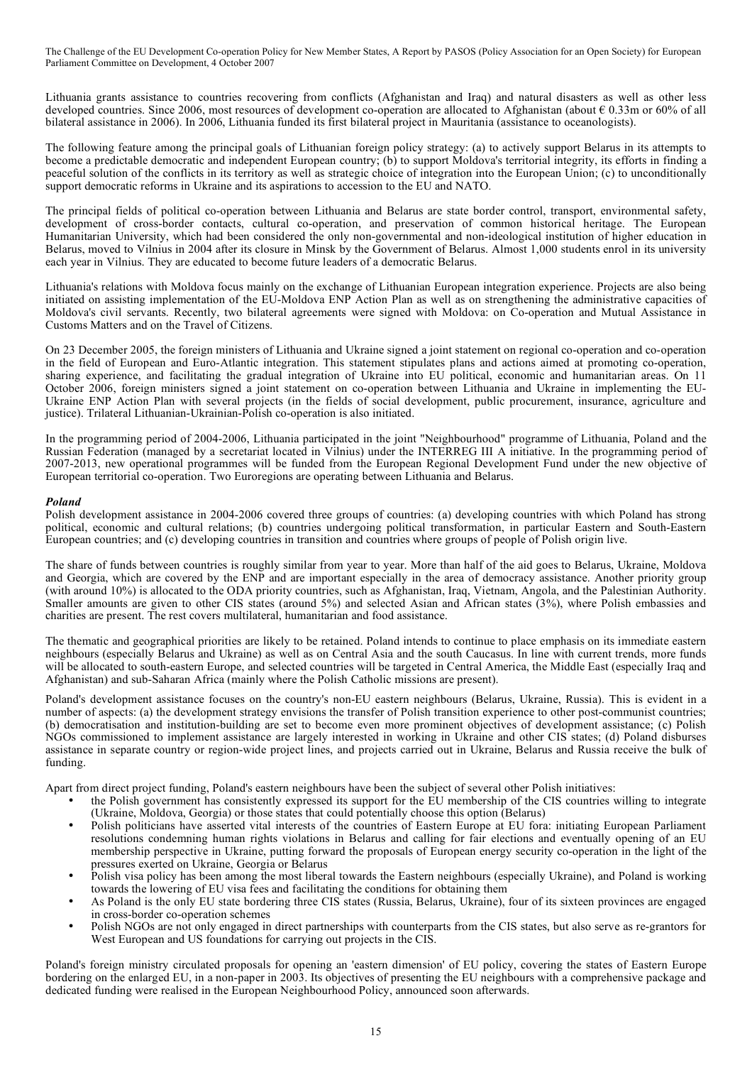Lithuania grants assistance to countries recovering from conflicts (Afghanistan and Iraq) and natural disasters as well as other less developed countries. Since 2006, most resources of development co-operation are allocated to Afghanistan (about € 0.33m or 60% of all bilateral assistance in 2006). In 2006, Lithuania funded its first bilateral project in Mauritania (assistance to oceanologists).

The following feature among the principal goals of Lithuanian foreign policy strategy: (a) to actively support Belarus in its attempts to become a predictable democratic and independent European country; (b) to support Moldova's territorial integrity, its efforts in finding a peaceful solution of the conflicts in its territory as well as strategic choice of integration into the European Union; (c) to unconditionally support democratic reforms in Ukraine and its aspirations to accession to the EU and NATO.

The principal fields of political co-operation between Lithuania and Belarus are state border control, transport, environmental safety, development of cross-border contacts, cultural co-operation, and preservation of common historical heritage. The European Humanitarian University, which had been considered the only non-governmental and non-ideological institution of higher education in Belarus, moved to Vilnius in 2004 after its closure in Minsk by the Government of Belarus. Almost 1,000 students enrol in its university each year in Vilnius. They are educated to become future leaders of a democratic Belarus.

Lithuania's relations with Moldova focus mainly on the exchange of Lithuanian European integration experience. Projects are also being initiated on assisting implementation of the EU-Moldova ENP Action Plan as well as on strengthening the administrative capacities of Moldova's civil servants. Recently, two bilateral agreements were signed with Moldova: on Co-operation and Mutual Assistance in Customs Matters and on the Travel of Citizens.

On 23 December 2005, the foreign ministers of Lithuania and Ukraine signed a joint statement on regional co-operation and co-operation in the field of European and Euro-Atlantic integration. This statement stipulates plans and actions aimed at promoting co-operation, sharing experience, and facilitating the gradual integration of Ukraine into EU political, economic and humanitarian areas. On 11 October 2006, foreign ministers signed a joint statement on co-operation between Lithuania and Ukraine in implementing the EU-Ukraine ENP Action Plan with several projects (in the fields of social development, public procurement, insurance, agriculture and justice). Trilateral Lithuanian-Ukrainian-Polish co-operation is also initiated.

In the programming period of 2004-2006, Lithuania participated in the joint "Neighbourhood" programme of Lithuania, Poland and the Russian Federation (managed by a secretariat located in Vilnius) under the INTERREG III A initiative. In the programming period of 2007-2013, new operational programmes will be funded from the European Regional Development Fund under the new objective of European territorial co-operation. Two Euroregions are operating between Lithuania and Belarus.

***Poland***

Polish development assistance in 2004-2006 covered three groups of countries: (a) developing countries with which Poland has strong political, economic and cultural relations; (b) countries undergoing political transformation, in particular Eastern and South-Eastern European countries; and (c) developing countries in transition and countries where groups of people of Polish origin live.

The share of funds between countries is roughly similar from year to year. More than half of the aid goes to Belarus, Ukraine, Moldova and Georgia, which are covered by the ENP and are important especially in the area of democracy assistance. Another priority group (with around 10%) is allocated to the ODA priority countries, such as Afghanistan, Iraq, Vietnam, Angola, and the Palestinian Authority. Smaller amounts are given to other CIS states (around 5%) and selected Asian and African states (3%), where Polish embassies and charities are present. The rest covers multilateral, humanitarian and food assistance.

The thematic and geographical priorities are likely to be retained. Poland intends to continue to place emphasis on its immediate eastern neighbours (especially Belarus and Ukraine) as well as on Central Asia and the south Caucasus. In line with current trends, more funds will be allocated to south-eastern Europe, and selected countries will be targeted in Central America, the Middle East (especially Iraq and Afghanistan) and sub-Saharan Africa (mainly where the Polish Catholic missions are present).

Poland's development assistance focuses on the country's non-EU eastern neighbours (Belarus, Ukraine, Russia). This is evident in a number of aspects: (a) the development strategy envisions the transfer of Polish transition experience to other post-communist countries; (b) democratisation and institution-building are set to become even more prominent objectives of development assistance; (c) Polish NGOs commissioned to implement assistance are largely interested in working in Ukraine and other CIS states; (d) Poland disburses assistance in separate country or region-wide project lines, and projects carried out in Ukraine, Belarus and Russia receive the bulk of funding.

Apart from direct project funding, Poland's eastern neighbours have been the subject of several other Polish initiatives:

- the Polish government has consistently expressed its support for the EU membership of the CIS countries willing to integrate (Ukraine, Moldova, Georgia) or those states that could potentially choose this option (Belarus)
- Polish politicians have asserted vital interests of the countries of Eastern Europe at EU fora: initiating European Parliament resolutions condemning human rights violations in Belarus and calling for fair elections and eventually opening of an EU membership perspective in Ukraine, putting forward the proposals of European energy security co-operation in the light of the pressures exerted on Ukraine, Georgia or Belarus
- Polish visa policy has been among the most liberal towards the Eastern neighbours (especially Ukraine), and Poland is working towards the lowering of EU visa fees and facilitating the conditions for obtaining them
- As Poland is the only EU state bordering three CIS states (Russia, Belarus, Ukraine), four of its sixteen provinces are engaged in cross-border co-operation schemes
- Polish NGOs are not only engaged in direct partnerships with counterparts from the CIS states, but also serve as re-grantors for West European and US foundations for carrying out projects in the CIS.

Poland's foreign ministry circulated proposals for opening an 'eastern dimension' of EU policy, covering the states of Eastern Europe bordering on the enlarged EU, in a non-paper in 2003. Its objectives of presenting the EU neighbours with a comprehensive package and dedicated funding were realised in the European Neighbourhood Policy, announced soon afterwards.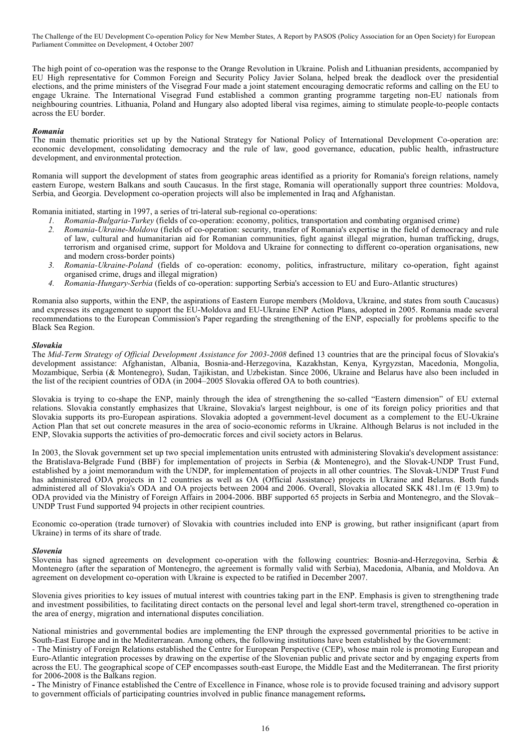The high point of co-operation was the response to the Orange Revolution in Ukraine. Polish and Lithuanian presidents, accompanied by EU High representative for Common Foreign and Security Policy Javier Solana, helped break the deadlock over the presidential elections, and the prime ministers of the Visegrad Four made a joint statement encouraging democratic reforms and calling on the EU to engage Ukraine. The International Visegrad Fund established a common granting programme targeting non-EU nationals from neighbouring countries. Lithuania, Poland and Hungary also adopted liberal visa regimes, aiming to stimulate people-to-people contacts across the EU border.

### *Romania*

The main thematic priorities set up by the National Strategy for National Policy of International Development Co-operation are: economic development, consolidating democracy and the rule of law, good governance, education, public health, infrastructure development, and environmental protection.

Romania will support the development of states from geographic areas identified as a priority for Romania's foreign relations, namely eastern Europe, western Balkans and south Caucasus. In the first stage, Romania will operationally support three countries: Moldova, Serbia, and Georgia. Development co-operation projects will also be implemented in Iraq and Afghanistan.

Romania initiated, starting in 1997, a series of tri-lateral sub-regional co-operations:

1. *Romania-Bulgaria-Turkey* (fields of co-operation: economy, politics, transportation and combating organised crime)
2. *Romania-Ukraine-Moldova* (fields of co-operation: security, transfer of Romania's expertise in the field of democracy and rule of law, cultural and humanitarian aid for Romanian communities, fight against illegal migration, human trafficking, drugs, terrorism and organised crime, support for Moldova and Ukraine for connecting to different co-operation organisations, new and modern cross-border points)
3. *Romania-Ukraine-Poland* (fields of co-operation: economy, politics, infrastructure, military co-operation, fight against organised crime, drugs and illegal migration)
4. *Romania-Hungary-Serbia* (fields of co-operation: supporting Serbia's accession to EU and Euro-Atlantic structures)

Romania also supports, within the ENP, the aspirations of Eastern Europe members (Moldova, Ukraine, and states from south Caucasus) and expresses its engagement to support the EU-Moldova and EU-Ukraine ENP Action Plans, adopted in 2005. Romania made several recommendations to the European Commission's Paper regarding the strengthening of the ENP, especially for problems specific to the Black Sea Region.

### *Slovakia*

The *Mid-Term Strategy of Official Development Assistance for 2003-2008* defined 13 countries that are the principal focus of Slovakia's development assistance: Afghanistan, Albania, Bosnia-and-Herzegovina, Kazakhstan, Kenya, Kyrgyzstan, Macedonia, Mongolia, Mozambique, Serbia (& Montenegro), Sudan, Tajikistan, and Uzbekistan. Since 2006, Ukraine and Belarus have also been included in the list of the recipient countries of ODA (in 2004–2005 Slovakia offered OA to both countries).

Slovakia is trying to co-shape the ENP, mainly through the idea of strengthening the so-called "Eastern dimension" of EU external relations. Slovakia constantly emphasizes that Ukraine, Slovakia's largest neighbour, is one of its foreign policy priorities and that Slovakia supports its pro-European aspirations. Slovakia adopted a government-level document as a complement to the EU-Ukraine Action Plan that set out concrete measures in the area of socio-economic reforms in Ukraine. Although Belarus is not included in the ENP, Slovakia supports the activities of pro-democratic forces and civil society actors in Belarus.

In 2003, the Slovak government set up two special implementation units entrusted with administering Slovakia's development assistance: the Bratislava-Belgrade Fund (BBF) for implementation of projects in Serbia (& Montenegro), and the Slovak-UNDP Trust Fund, established by a joint memorandum with the UNDP, for implementation of projects in all other countries. The Slovak-UNDP Trust Fund has administered ODA projects in 12 countries as well as OA (Official Assistance) projects in Ukraine and Belarus. Both funds administered all of Slovakia's ODA and OA projects between 2004 and 2006. Overall, Slovakia allocated SKK 481.1m (€ 13.9m) to ODA provided via the Ministry of Foreign Affairs in 2004-2006. BBF supported 65 projects in Serbia and Montenegro, and the Slovak–UNDP Trust Fund supported 94 projects in other recipient countries.

Economic co-operation (trade turnover) of Slovakia with countries included into ENP is growing, but rather insignificant (apart from Ukraine) in terms of its share of trade.

### *Slovenia*

Slovenia has signed agreements on development co-operation with the following countries: Bosnia-and-Herzegovina, Serbia & Montenegro (after the separation of Montenegro, the agreement is formally valid with Serbia), Macedonia, Albania, and Moldova. An agreement on development co-operation with Ukraine is expected to be ratified in December 2007.

Slovenia gives priorities to key issues of mutual interest with countries taking part in the ENP. Emphasis is given to strengthening trade and investment possibilities, to facilitating direct contacts on the personal level and legal short-term travel, strengthened co-operation in the area of energy, migration and international disputes conciliation.

National ministries and governmental bodies are implementing the ENP through the expressed governmental priorities to be active in South-East Europe and in the Mediterranean. Among others, the following institutions have been established by the Government:

- The Ministry of Foreign Relations established the Centre for European Perspective (CEP), whose main role is promoting European and Euro-Atlantic integration processes by drawing on the expertise of the Slovenian public and private sector and by engaging experts from across the EU. The geographical scope of CEP encompasses south-east Europe, the Middle East and the Mediterranean. The first priority for 2006-2008 is the Balkans region.
- The Ministry of Finance established the Centre of Excellence in Finance, whose role is to provide focused training and advisory support to government officials of participating countries involved in public finance management reforms**.**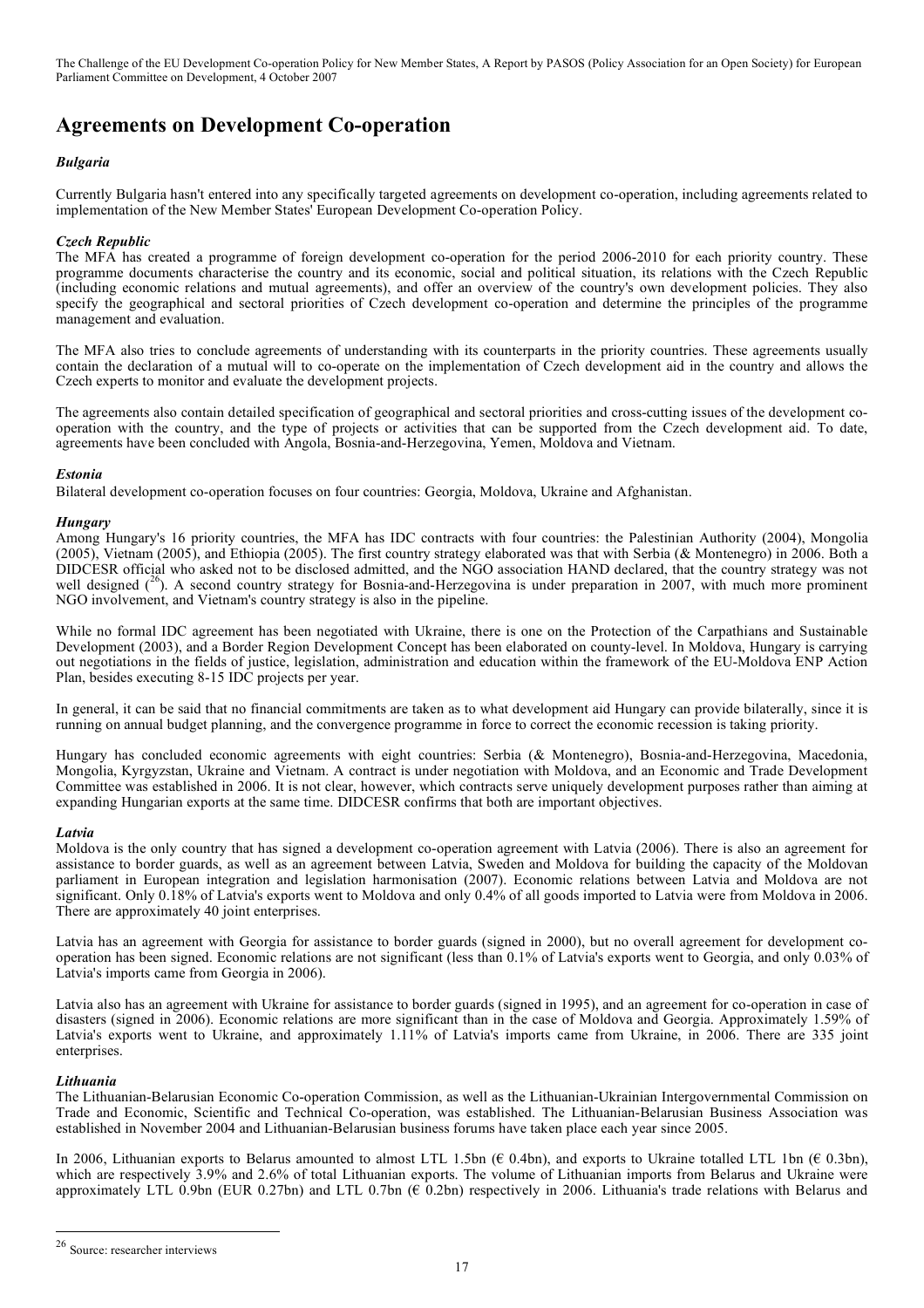# Agreements on Development Co-operation

### *Bulgaria*

Currently Bulgaria hasn't entered into any specifically targeted agreements on development co-operation, including agreements related to implementation of the New Member States' European Development Co-operation Policy.

### *Czech Republic*

The MFA has created a programme of foreign development co-operation for the period 2006-2010 for each priority country. These programme documents characterise the country and its economic, social and political situation, its relations with the Czech Republic (including economic relations and mutual agreements), and offer an overview of the country's own development policies. They also specify the geographical and sectoral priorities of Czech development co-operation and determine the principles of the programme management and evaluation.

The MFA also tries to conclude agreements of understanding with its counterparts in the priority countries. These agreements usually contain the declaration of a mutual will to co-operate on the implementation of Czech development aid in the country and allows the Czech experts to monitor and evaluate the development projects.

The agreements also contain detailed specification of geographical and sectoral priorities and cross-cutting issues of the development co-operation with the country, and the type of projects or activities that can be supported from the Czech development aid. To date, agreements have been concluded with Angola, Bosnia-and-Herzegovina, Yemen, Moldova and Vietnam.

### *Estonia*

Bilateral development co-operation focuses on four countries: Georgia, Moldova, Ukraine and Afghanistan.

### *Hungary*

Among Hungary's 16 priority countries, the MFA has IDC contracts with four countries: the Palestinian Authority (2004), Mongolia (2005), Vietnam (2005), and Ethiopia (2005). The first country strategy elaborated was that with Serbia (& Montenegro) in 2006. Both a DIDCESR official who asked not to be disclosed admitted, and the NGO association HAND declared, that the country strategy was not well designed ([26]). A second country strategy for Bosnia-and-Herzegovina is under preparation in 2007, with much more prominent NGO involvement, and Vietnam's country strategy is also in the pipeline.

While no formal IDC agreement has been negotiated with Ukraine, there is one on the Protection of the Carpathians and Sustainable Development (2003), and a Border Region Development Concept has been elaborated on county-level. In Moldova, Hungary is carrying out negotiations in the fields of justice, legislation, administration and education within the framework of the EU-Moldova ENP Action Plan, besides executing 8-15 IDC projects per year.

In general, it can be said that no financial commitments are taken as to what development aid Hungary can provide bilaterally, since it is running on annual budget planning, and the convergence programme in force to correct the economic recession is taking priority.

Hungary has concluded economic agreements with eight countries: Serbia (& Montenegro), Bosnia-and-Herzegovina, Macedonia, Mongolia, Kyrgyzstan, Ukraine and Vietnam. A contract is under negotiation with Moldova, and an Economic and Trade Development Committee was established in 2006. It is not clear, however, which contracts serve uniquely development purposes rather than aiming at expanding Hungarian exports at the same time. DIDCESR confirms that both are important objectives.

### *Latvia*

Moldova is the only country that has signed a development co-operation agreement with Latvia (2006). There is also an agreement for assistance to border guards, as well as an agreement between Latvia, Sweden and Moldova for building the capacity of the Moldovan parliament in European integration and legislation harmonisation (2007). Economic relations between Latvia and Moldova are not significant. Only 0.18% of Latvia's exports went to Moldova and only 0.4% of all goods imported to Latvia were from Moldova in 2006. There are approximately 40 joint enterprises.

Latvia has an agreement with Georgia for assistance to border guards (signed in 2000), but no overall agreement for development co-operation has been signed. Economic relations are not significant (less than 0.1% of Latvia's exports went to Georgia, and only 0.03% of Latvia's imports came from Georgia in 2006).

Latvia also has an agreement with Ukraine for assistance to border guards (signed in 1995), and an agreement for co-operation in case of disasters (signed in 2006). Economic relations are more significant than in the case of Moldova and Georgia. Approximately 1.59% of Latvia's exports went to Ukraine, and approximately 1.11% of Latvia's imports came from Ukraine, in 2006. There are 335 joint enterprises.

### *Lithuania*

The Lithuanian-Belarusian Economic Co-operation Commission, as well as the Lithuanian-Ukrainian Intergovernmental Commission on Trade and Economic, Scientific and Technical Co-operation, was established. The Lithuanian-Belarusian Business Association was established in November 2004 and Lithuanian-Belarusian business forums have taken place each year since 2005.

In 2006, Lithuanian exports to Belarus amounted to almost LTL 1.5bn (€ 0.4bn), and exports to Ukraine totalled LTL 1bn (€ 0.3bn), which are respectively 3.9% and 2.6% of total Lithuanian exports. The volume of Lithuanian imports from Belarus and Ukraine were approximately LTL 0.9bn (EUR 0.27bn) and LTL 0.7bn (€ 0.2bn) respectively in 2006. Lithuania's trade relations with Belarus and

---

[26] Source: researcher interviews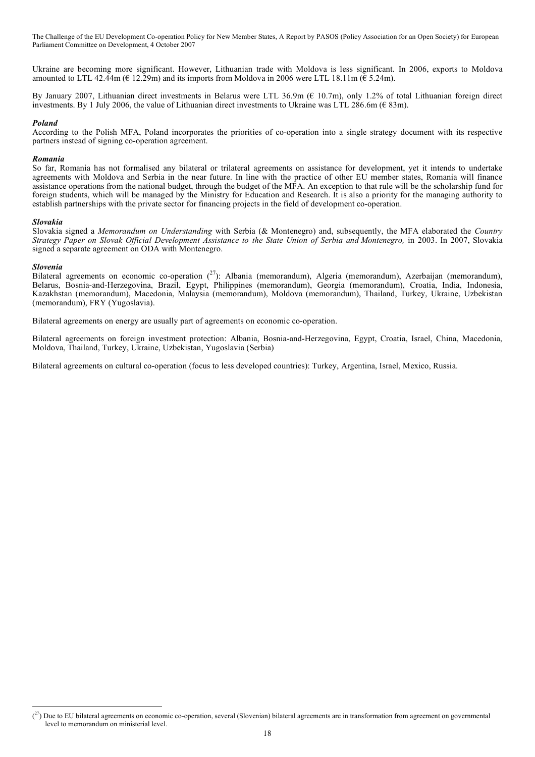Ukraine are becoming more significant. However, Lithuanian trade with Moldova is less significant. In 2006, exports to Moldova amounted to LTL 42.44m (€ 12.29m) and its imports from Moldova in 2006 were LTL 18.11m (€ 5.24m).

By January 2007, Lithuanian direct investments in Belarus were LTL 36.9m (€ 10.7m), only 1.2% of total Lithuanian foreign direct investments. By 1 July 2006, the value of Lithuanian direct investments to Ukraine was LTL 286.6m (€ 83m).

***Poland***

According to the Polish MFA, Poland incorporates the priorities of co-operation into a single strategy document with its respective partners instead of signing co-operation agreement.

***Romania***

So far, Romania has not formalised any bilateral or trilateral agreements on assistance for development, yet it intends to undertake agreements with Moldova and Serbia in the near future. In line with the practice of other EU member states, Romania will finance assistance operations from the national budget, through the budget of the MFA. An exception to that rule will be the scholarship fund for foreign students, which will be managed by the Ministry for Education and Research. It is also a priority for the managing authority to establish partnerships with the private sector for financing projects in the field of development co-operation.

***Slovakia***

Slovakia signed a *Memorandum on Understanding* with Serbia (& Montenegro) and, subsequently, the MFA elaborated the *Country Strategy Paper on Slovak Official Development Assistance to the State Union of Serbia and Montenegro,* in 2003. In 2007, Slovakia signed a separate agreement on ODA with Montenegro.

***Slovenia***

Bilateral agreements on economic co-operation ([27]): Albania (memorandum), Algeria (memorandum), Azerbaijan (memorandum), Belarus, Bosnia-and-Herzegovina, Brazil, Egypt, Philippines (memorandum), Georgia (memorandum), Croatia, India, Indonesia, Kazakhstan (memorandum), Macedonia, Malaysia (memorandum), Moldova (memorandum), Thailand, Turkey, Ukraine, Uzbekistan (memorandum), FRY (Yugoslavia).

Bilateral agreements on energy are usually part of agreements on economic co-operation.

Bilateral agreements on foreign investment protection: Albania, Bosnia-and-Herzegovina, Egypt, Croatia, Israel, China, Macedonia, Moldova, Thailand, Turkey, Ukraine, Uzbekistan, Yugoslavia (Serbia)

Bilateral agreements on cultural co-operation (focus to less developed countries): Turkey, Argentina, Israel, Mexico, Russia.

---

([27]) Due to EU bilateral agreements on economic co-operation, several (Slovenian) bilateral agreements are in transformation from agreement on governmental level to memorandum on ministerial level.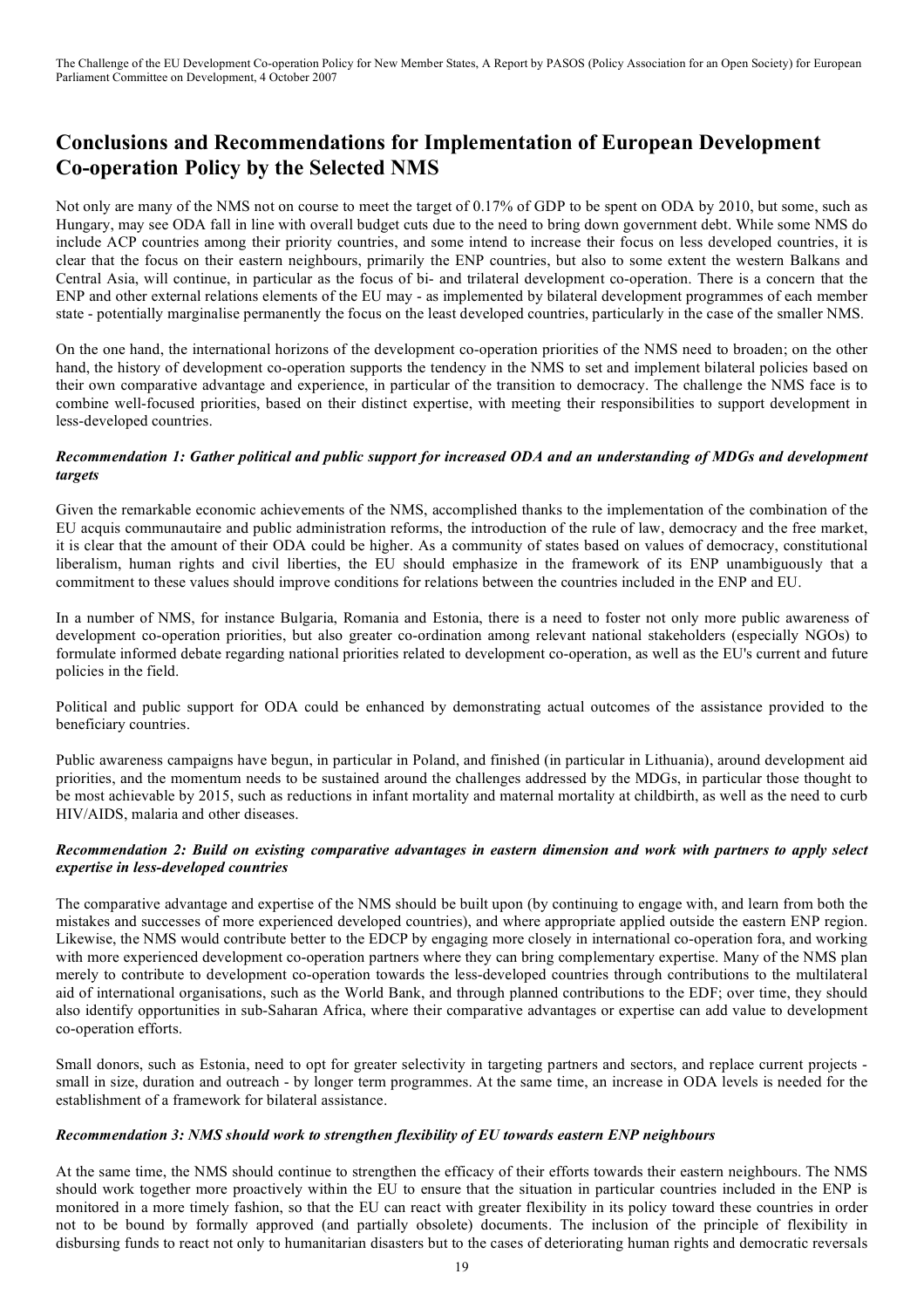# Conclusions and Recommendations for Implementation of European Development Co-operation Policy by the Selected NMS

Not only are many of the NMS not on course to meet the target of 0.17% of GDP to be spent on ODA by 2010, but some, such as Hungary, may see ODA fall in line with overall budget cuts due to the need to bring down government debt. While some NMS do include ACP countries among their priority countries, and some intend to increase their focus on less developed countries, it is clear that the focus on their eastern neighbours, primarily the ENP countries, but also to some extent the western Balkans and Central Asia, will continue, in particular as the focus of bi- and trilateral development co-operation. There is a concern that the ENP and other external relations elements of the EU may - as implemented by bilateral development programmes of each member state - potentially marginalise permanently the focus on the least developed countries, particularly in the case of the smaller NMS.

On the one hand, the international horizons of the development co-operation priorities of the NMS need to broaden; on the other hand, the history of development co-operation supports the tendency in the NMS to set and implement bilateral policies based on their own comparative advantage and experience, in particular of the transition to democracy. The challenge the NMS face is to combine well-focused priorities, based on their distinct expertise, with meeting their responsibilities to support development in less-developed countries.

***Recommendation 1: Gather political and public support for increased ODA and an understanding of MDGs and development targets***

Given the remarkable economic achievements of the NMS, accomplished thanks to the implementation of the combination of the EU acquis communautaire and public administration reforms, the introduction of the rule of law, democracy and the free market, it is clear that the amount of their ODA could be higher. As a community of states based on values of democracy, constitutional liberalism, human rights and civil liberties, the EU should emphasize in the framework of its ENP unambiguously that a commitment to these values should improve conditions for relations between the countries included in the ENP and EU.

In a number of NMS, for instance Bulgaria, Romania and Estonia, there is a need to foster not only more public awareness of development co-operation priorities, but also greater co-ordination among relevant national stakeholders (especially NGOs) to formulate informed debate regarding national priorities related to development co-operation, as well as the EU's current and future policies in the field.

Political and public support for ODA could be enhanced by demonstrating actual outcomes of the assistance provided to the beneficiary countries.

Public awareness campaigns have begun, in particular in Poland, and finished (in particular in Lithuania), around development aid priorities, and the momentum needs to be sustained around the challenges addressed by the MDGs, in particular those thought to be most achievable by 2015, such as reductions in infant mortality and maternal mortality at childbirth, as well as the need to curb HIV/AIDS, malaria and other diseases.

***Recommendation 2: Build on existing comparative advantages in eastern dimension and work with partners to apply select expertise in less-developed countries***

The comparative advantage and expertise of the NMS should be built upon (by continuing to engage with, and learn from both the mistakes and successes of more experienced developed countries), and where appropriate applied outside the eastern ENP region. Likewise, the NMS would contribute better to the EDCP by engaging more closely in international co-operation fora, and working with more experienced development co-operation partners where they can bring complementary expertise. Many of the NMS plan merely to contribute to development co-operation towards the less-developed countries through contributions to the multilateral aid of international organisations, such as the World Bank, and through planned contributions to the EDF; over time, they should also identify opportunities in sub-Saharan Africa, where their comparative advantages or expertise can add value to development co-operation efforts.

Small donors, such as Estonia, need to opt for greater selectivity in targeting partners and sectors, and replace current projects - small in size, duration and outreach - by longer term programmes. At the same time, an increase in ODA levels is needed for the establishment of a framework for bilateral assistance.

***Recommendation 3: NMS should work to strengthen flexibility of EU towards eastern ENP neighbours***

At the same time, the NMS should continue to strengthen the efficacy of their efforts towards their eastern neighbours. The NMS should work together more proactively within the EU to ensure that the situation in particular countries included in the ENP is monitored in a more timely fashion, so that the EU can react with greater flexibility in its policy toward these countries in order not to be bound by formally approved (and partially obsolete) documents. The inclusion of the principle of flexibility in disbursing funds to react not only to humanitarian disasters but to the cases of deteriorating human rights and democratic reversals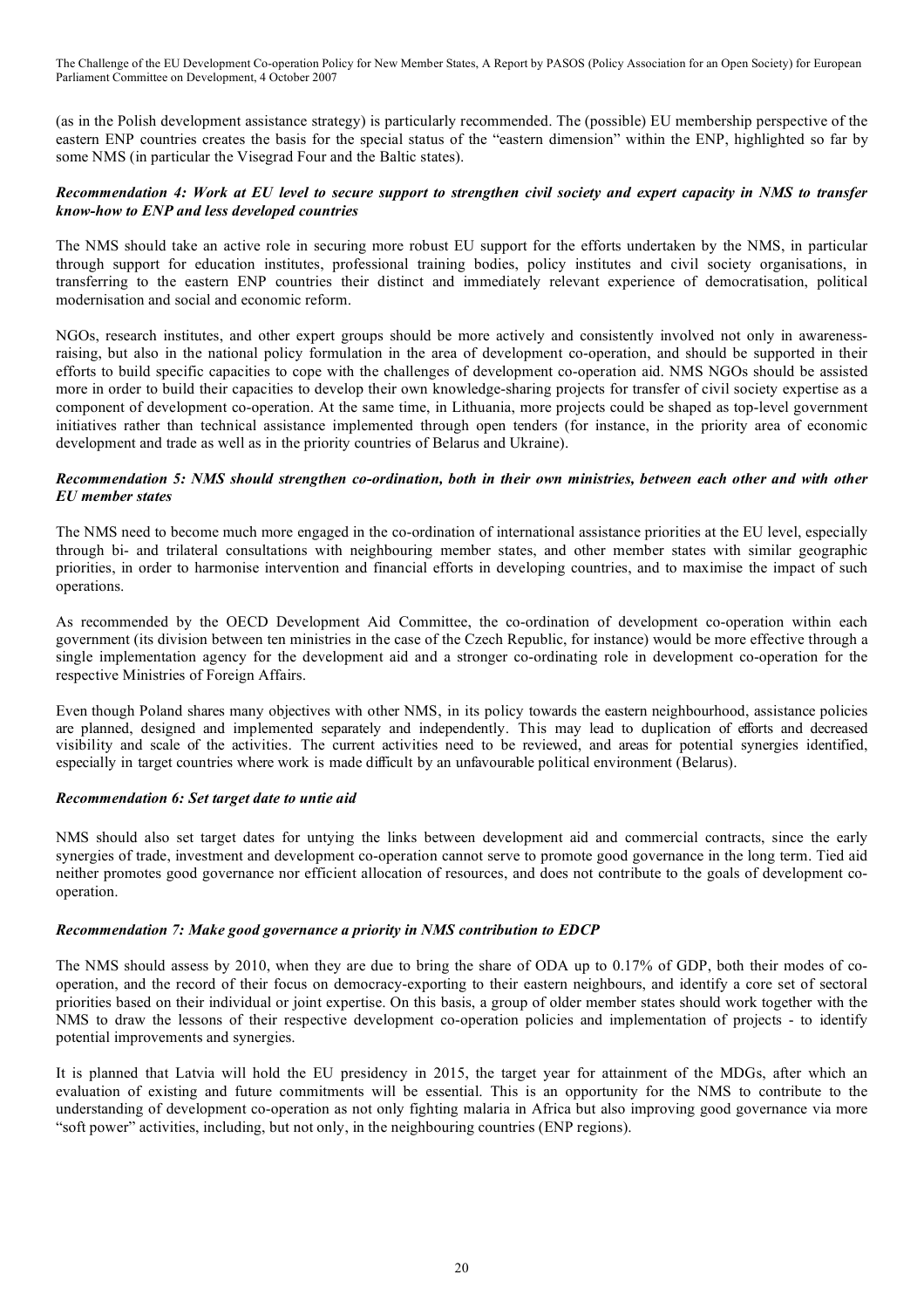(as in the Polish development assistance strategy) is particularly recommended. The (possible) EU membership perspective of the eastern ENP countries creates the basis for the special status of the "eastern dimension" within the ENP, highlighted so far by some NMS (in particular the Visegrad Four and the Baltic states).

***Recommendation 4: Work at EU level to secure support to strengthen civil society and expert capacity in NMS to transfer know-how to ENP and less developed countries***

The NMS should take an active role in securing more robust EU support for the efforts undertaken by the NMS, in particular through support for education institutes, professional training bodies, policy institutes and civil society organisations, in transferring to the eastern ENP countries their distinct and immediately relevant experience of democratisation, political modernisation and social and economic reform.

NGOs, research institutes, and other expert groups should be more actively and consistently involved not only in awareness-raising, but also in the national policy formulation in the area of development co-operation, and should be supported in their efforts to build specific capacities to cope with the challenges of development co-operation aid. NMS NGOs should be assisted more in order to build their capacities to develop their own knowledge-sharing projects for transfer of civil society expertise as a component of development co-operation. At the same time, in Lithuania, more projects could be shaped as top-level government initiatives rather than technical assistance implemented through open tenders (for instance, in the priority area of economic development and trade as well as in the priority countries of Belarus and Ukraine).

***Recommendation 5: NMS should strengthen co-ordination, both in their own ministries, between each other and with other EU member states***

The NMS need to become much more engaged in the co-ordination of international assistance priorities at the EU level, especially through bi- and trilateral consultations with neighbouring member states, and other member states with similar geographic priorities, in order to harmonise intervention and financial efforts in developing countries, and to maximise the impact of such operations.

As recommended by the OECD Development Aid Committee, the co-ordination of development co-operation within each government (its division between ten ministries in the case of the Czech Republic, for instance) would be more effective through a single implementation agency for the development aid and a stronger co-ordinating role in development co-operation for the respective Ministries of Foreign Affairs.

Even though Poland shares many objectives with other NMS, in its policy towards the eastern neighbourhood, assistance policies are planned, designed and implemented separately and independently. This may lead to duplication of efforts and decreased visibility and scale of the activities. The current activities need to be reviewed, and areas for potential synergies identified, especially in target countries where work is made difficult by an unfavourable political environment (Belarus).

***Recommendation 6: Set target date to untie aid***

NMS should also set target dates for untying the links between development aid and commercial contracts, since the early synergies of trade, investment and development co-operation cannot serve to promote good governance in the long term. Tied aid neither promotes good governance nor efficient allocation of resources, and does not contribute to the goals of development co-operation.

***Recommendation 7: Make good governance a priority in NMS contribution to EDCP***

The NMS should assess by 2010, when they are due to bring the share of ODA up to 0.17% of GDP, both their modes of co-operation, and the record of their focus on democracy-exporting to their eastern neighbours, and identify a core set of sectoral priorities based on their individual or joint expertise. On this basis, a group of older member states should work together with the NMS to draw the lessons of their respective development co-operation policies and implementation of projects - to identify potential improvements and synergies.

It is planned that Latvia will hold the EU presidency in 2015, the target year for attainment of the MDGs, after which an evaluation of existing and future commitments will be essential. This is an opportunity for the NMS to contribute to the understanding of development co-operation as not only fighting malaria in Africa but also improving good governance via more "soft power" activities, including, but not only, in the neighbouring countries (ENP regions).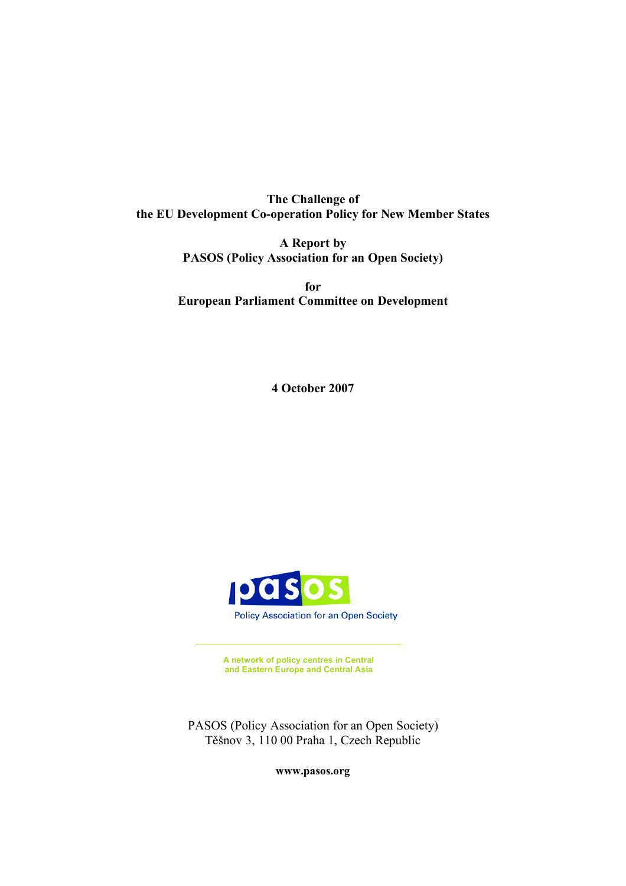**The Challenge of the EU Development Co-operation Policy for New Member States**

**A Report by PASOS (Policy Association for an Open Society)**

**for European Parliament Committee on Development**

**4 October 2007**

pasos

Policy Association for an Open Society

A network of policy centres in Central and Eastern Europe and Central Asia

PASOS (Policy Association for an Open Society)
Těšnov 3, 110 00 Praha 1, Czech Republic

**www.pasos.org**